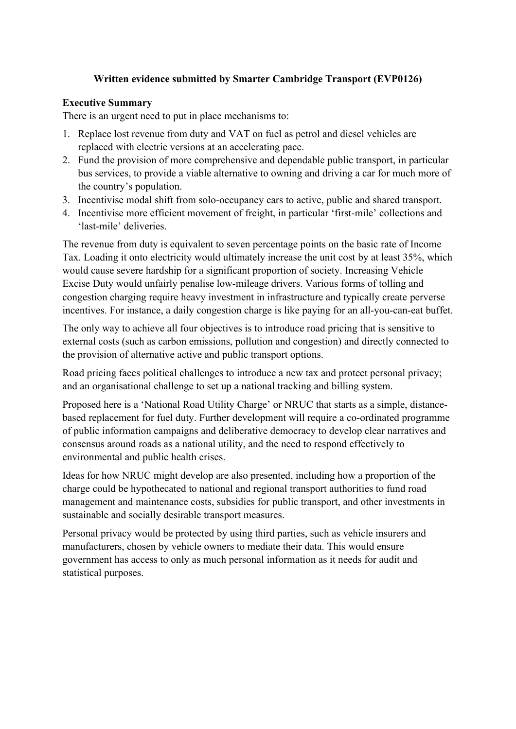**Written evidence submitted by Smarter Cambridge Transport (EVP0126)**

**Executive Summary**

There is an urgent need to put in place mechanisms to:

1. Replace lost revenue from duty and VAT on fuel as petrol and diesel vehicles are replaced with electric versions at an accelerating pace.
2. Fund the provision of more comprehensive and dependable public transport, in particular bus services, to provide a viable alternative to owning and driving a car for much more of the country's population.
3. Incentivise modal shift from solo-occupancy cars to active, public and shared transport.
4. Incentivise more efficient movement of freight, in particular 'first-mile' collections and 'last-mile' deliveries.

The revenue from duty is equivalent to seven percentage points on the basic rate of Income Tax. Loading it onto electricity would ultimately increase the unit cost by at least 35%, which would cause severe hardship for a significant proportion of society. Increasing Vehicle Excise Duty would unfairly penalise low-mileage drivers. Various forms of tolling and congestion charging require heavy investment in infrastructure and typically create perverse incentives. For instance, a daily congestion charge is like paying for an all-you-can-eat buffet.

The only way to achieve all four objectives is to introduce road pricing that is sensitive to external costs (such as carbon emissions, pollution and congestion) and directly connected to the provision of alternative active and public transport options.

Road pricing faces political challenges to introduce a new tax and protect personal privacy; and an organisational challenge to set up a national tracking and billing system.

Proposed here is a 'National Road Utility Charge' or NRUC that starts as a simple, distance-based replacement for fuel duty. Further development will require a co-ordinated programme of public information campaigns and deliberative democracy to develop clear narratives and consensus around roads as a national utility, and the need to respond effectively to environmental and public health crises.

Ideas for how NRUC might develop are also presented, including how a proportion of the charge could be hypothecated to national and regional transport authorities to fund road management and maintenance costs, subsidies for public transport, and other investments in sustainable and socially desirable transport measures.

Personal privacy would be protected by using third parties, such as vehicle insurers and manufacturers, chosen by vehicle owners to mediate their data. This would ensure government has access to only as much personal information as it needs for audit and statistical purposes.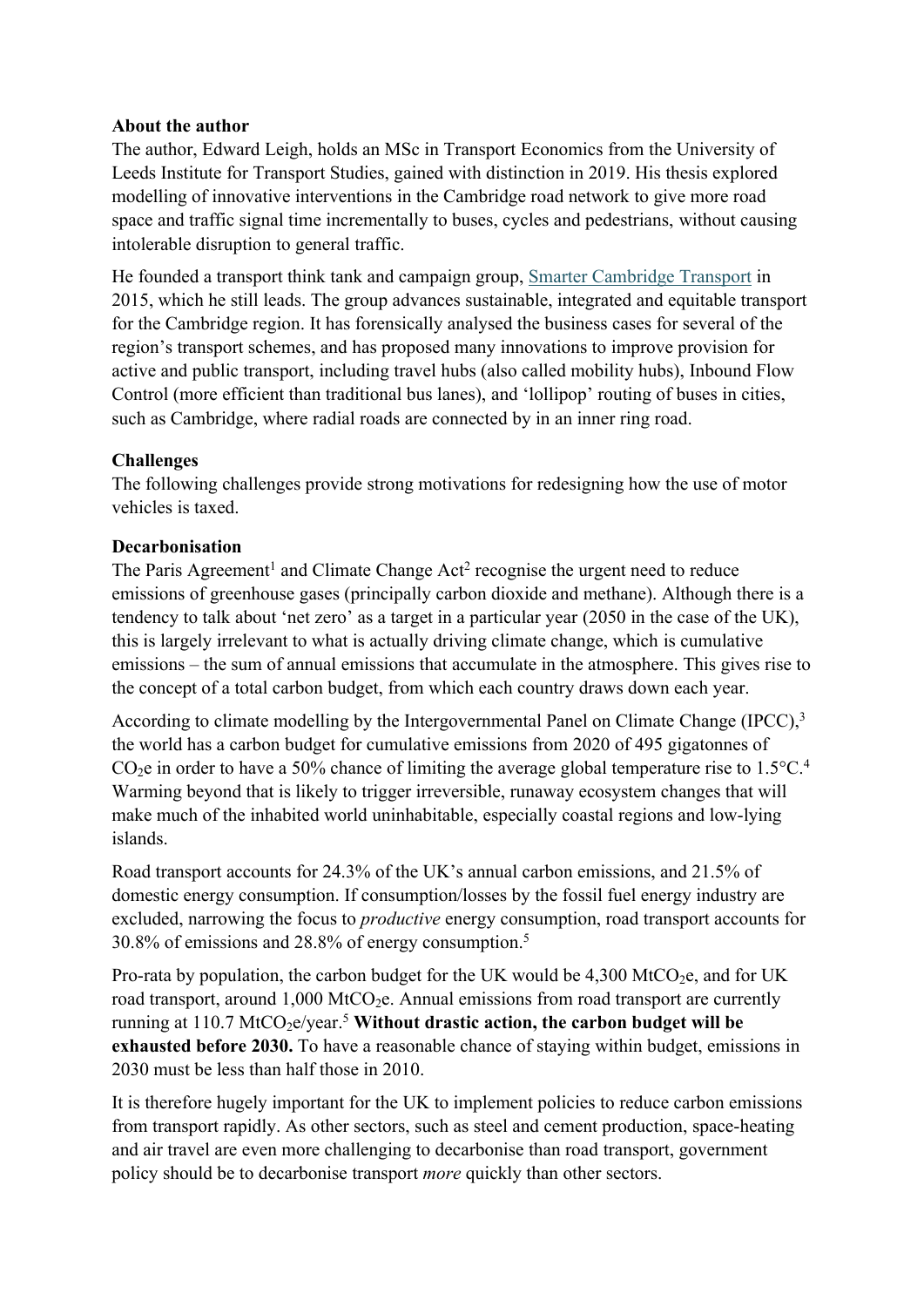**About the author**

The author, Edward Leigh, holds an MSc in Transport Economics from the University of Leeds Institute for Transport Studies, gained with distinction in 2019. His thesis explored modelling of innovative interventions in the Cambridge road network to give more road space and traffic signal time incrementally to buses, cycles and pedestrians, without causing intolerable disruption to general traffic.

He founded a transport think tank and campaign group, [Smarter Cambridge Transport] in 2015, which he still leads. The group advances sustainable, integrated and equitable transport for the Cambridge region. It has forensically analysed the business cases for several of the region's transport schemes, and has proposed many innovations to improve provision for active and public transport, including travel hubs (also called mobility hubs), Inbound Flow Control (more efficient than traditional bus lanes), and 'lollipop' routing of buses in cities, such as Cambridge, where radial roads are connected by in an inner ring road.

**Challenges**

The following challenges provide strong motivations for redesigning how the use of motor vehicles is taxed.

**Decarbonisation**

The Paris Agreement[1] and Climate Change Act[2] recognise the urgent need to reduce emissions of greenhouse gases (principally carbon dioxide and methane). Although there is a tendency to talk about 'net zero' as a target in a particular year (2050 in the case of the UK), this is largely irrelevant to what is actually driving climate change, which is cumulative emissions – the sum of annual emissions that accumulate in the atmosphere. This gives rise to the concept of a total carbon budget, from which each country draws down each year.

According to climate modelling by the Intergovernmental Panel on Climate Change (IPCC),[3] the world has a carbon budget for cumulative emissions from 2020 of 495 gigatonnes of $CO_2e$ in order to have a 50% chance of limiting the average global temperature rise to 1.5°C.[4] Warming beyond that is likely to trigger irreversible, runaway ecosystem changes that will make much of the inhabited world uninhabitable, especially coastal regions and low-lying islands.

Road transport accounts for 24.3% of the UK's annual carbon emissions, and 21.5% of domestic energy consumption. If consumption/losses by the fossil fuel energy industry are excluded, narrowing the focus to *productive* energy consumption, road transport accounts for 30.8% of emissions and 28.8% of energy consumption.[5]

Pro-rata by population, the carbon budget for the UK would be 4,300 $MtCO_2e$, and for UK road transport, around 1,000 $MtCO_2e$. Annual emissions from road transport are currently running at 110.7 $MtCO_2e$/year.[5] **Without drastic action, the carbon budget will be exhausted before 2030.** To have a reasonable chance of staying within budget, emissions in 2030 must be less than half those in 2010.

It is therefore hugely important for the UK to implement policies to reduce carbon emissions from transport rapidly. As other sectors, such as steel and cement production, space-heating and air travel are even more challenging to decarbonise than road transport, government policy should be to decarbonise transport *more* quickly than other sectors.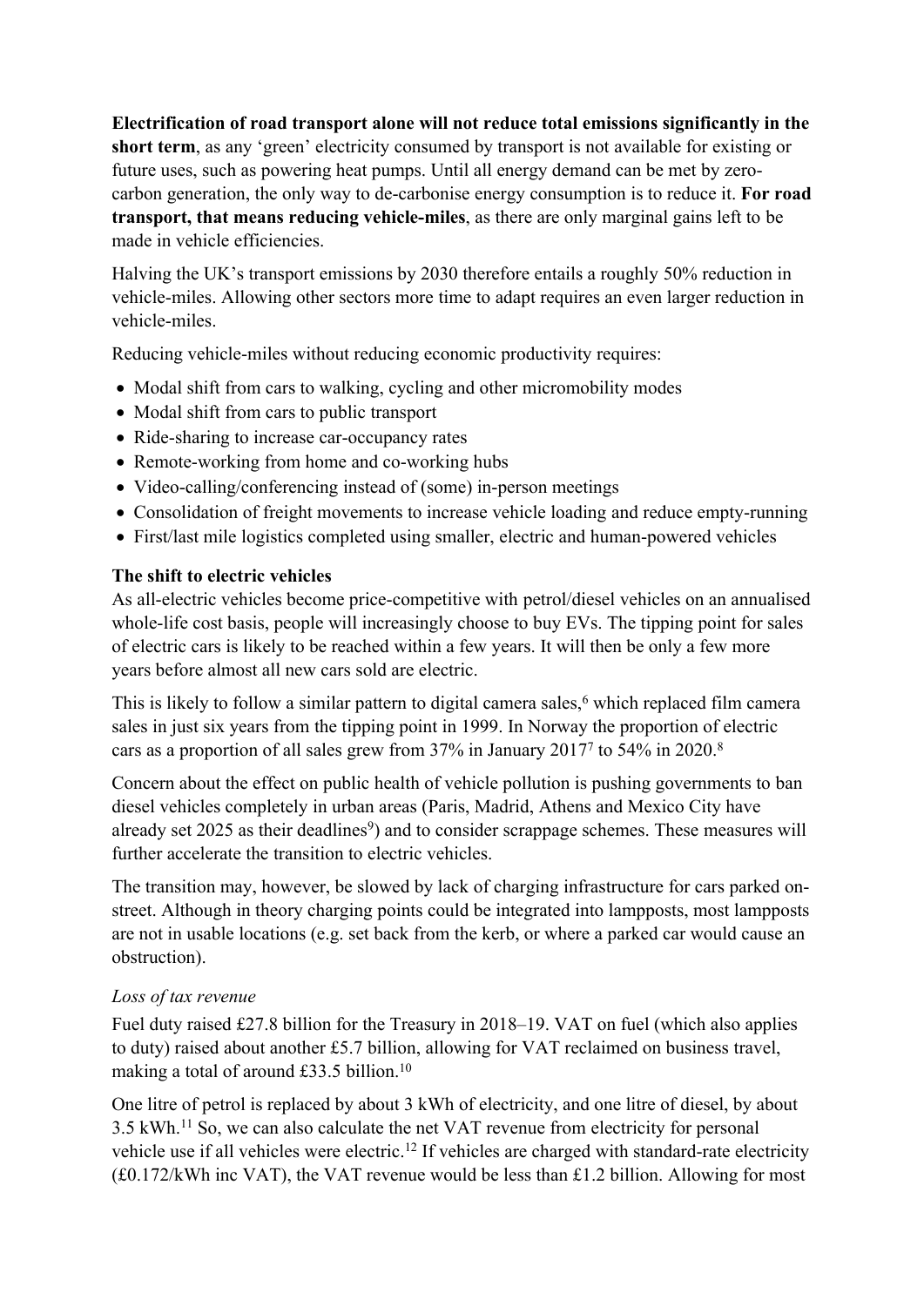**Electrification of road transport alone will not reduce total emissions significantly in the short term**, as any 'green' electricity consumed by transport is not available for existing or future uses, such as powering heat pumps. Until all energy demand can be met by zero-carbon generation, the only way to de-carbonise energy consumption is to reduce it. **For road transport, that means reducing vehicle-miles**, as there are only marginal gains left to be made in vehicle efficiencies.

Halving the UK's transport emissions by 2030 therefore entails a roughly 50% reduction in vehicle-miles. Allowing other sectors more time to adapt requires an even larger reduction in vehicle-miles.

Reducing vehicle-miles without reducing economic productivity requires:

- Modal shift from cars to walking, cycling and other micromobility modes
- Modal shift from cars to public transport
- Ride-sharing to increase car-occupancy rates
- Remote-working from home and co-working hubs
- Video-calling/conferencing instead of (some) in-person meetings
- Consolidation of freight movements to increase vehicle loading and reduce empty-running
- First/last mile logistics completed using smaller, electric and human-powered vehicles

**The shift to electric vehicles**

As all-electric vehicles become price-competitive with petrol/diesel vehicles on an annualised whole-life cost basis, people will increasingly choose to buy EVs. The tipping point for sales of electric cars is likely to be reached within a few years. It will then be only a few more years before almost all new cars sold are electric.

This is likely to follow a similar pattern to digital camera sales,[6] which replaced film camera sales in just six years from the tipping point in 1999. In Norway the proportion of electric cars as a proportion of all sales grew from 37% in January 2017[7] to 54% in 2020.[8]

Concern about the effect on public health of vehicle pollution is pushing governments to ban diesel vehicles completely in urban areas (Paris, Madrid, Athens and Mexico City have already set 2025 as their deadlines[9]) and to consider scrappage schemes. These measures will further accelerate the transition to electric vehicles.

The transition may, however, be slowed by lack of charging infrastructure for cars parked on-street. Although in theory charging points could be integrated into lampposts, most lampposts are not in usable locations (e.g. set back from the kerb, or where a parked car would cause an obstruction).

*Loss of tax revenue*

Fuel duty raised £27.8 billion for the Treasury in 2018–19. VAT on fuel (which also applies to duty) raised about another £5.7 billion, allowing for VAT reclaimed on business travel, making a total of around £33.5 billion.[10]

One litre of petrol is replaced by about 3 kWh of electricity, and one litre of diesel, by about 3.5 kWh.[11] So, we can also calculate the net VAT revenue from electricity for personal vehicle use if all vehicles were electric.[12] If vehicles are charged with standard-rate electricity (£0.172/kWh inc VAT), the VAT revenue would be less than £1.2 billion. Allowing for most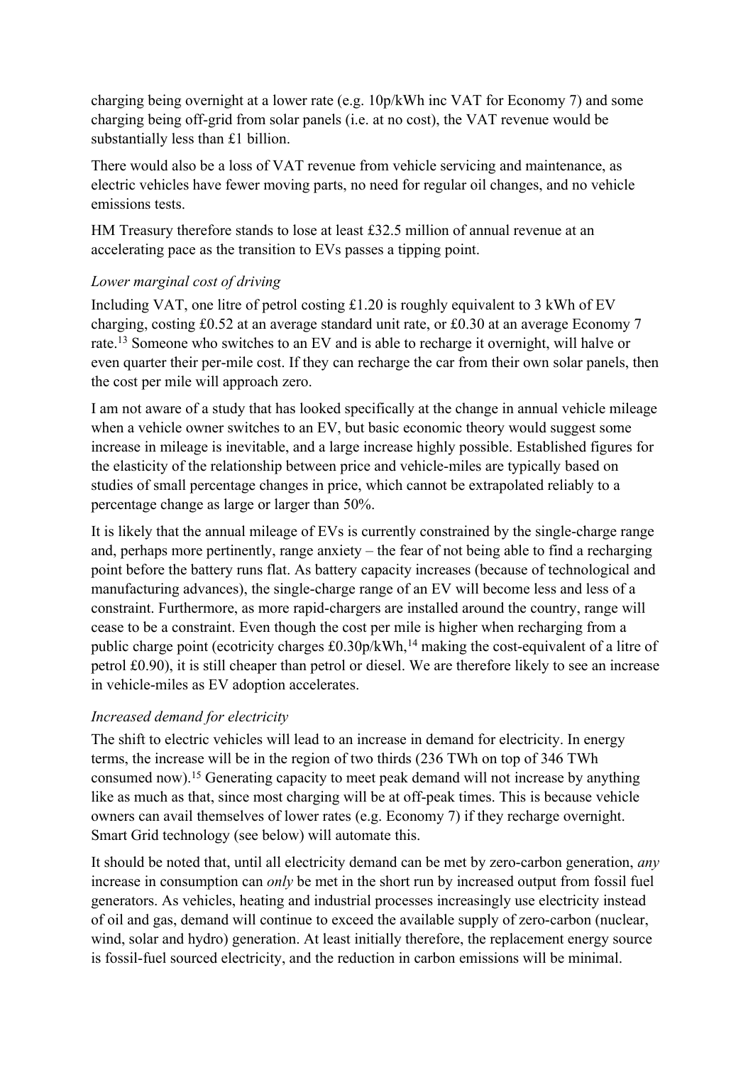charging being overnight at a lower rate (e.g. 10p/kWh inc VAT for Economy 7) and some charging being off-grid from solar panels (i.e. at no cost), the VAT revenue would be substantially less than £1 billion.

There would also be a loss of VAT revenue from vehicle servicing and maintenance, as electric vehicles have fewer moving parts, no need for regular oil changes, and no vehicle emissions tests.

HM Treasury therefore stands to lose at least £32.5 million of annual revenue at an accelerating pace as the transition to EVs passes a tipping point.

*Lower marginal cost of driving*

Including VAT, one litre of petrol costing £1.20 is roughly equivalent to 3 kWh of EV charging, costing £0.52 at an average standard unit rate, or £0.30 at an average Economy 7 rate.[13] Someone who switches to an EV and is able to recharge it overnight, will halve or even quarter their per-mile cost. If they can recharge the car from their own solar panels, then the cost per mile will approach zero.

I am not aware of a study that has looked specifically at the change in annual vehicle mileage when a vehicle owner switches to an EV, but basic economic theory would suggest some increase in mileage is inevitable, and a large increase highly possible. Established figures for the elasticity of the relationship between price and vehicle-miles are typically based on studies of small percentage changes in price, which cannot be extrapolated reliably to a percentage change as large or larger than 50%.

It is likely that the annual mileage of EVs is currently constrained by the single-charge range and, perhaps more pertinently, range anxiety – the fear of not being able to find a recharging point before the battery runs flat. As battery capacity increases (because of technological and manufacturing advances), the single-charge range of an EV will become less and less of a constraint. Furthermore, as more rapid-chargers are installed around the country, range will cease to be a constraint. Even though the cost per mile is higher when recharging from a public charge point (ecotricity charges £0.30p/kWh,[14] making the cost-equivalent of a litre of petrol £0.90), it is still cheaper than petrol or diesel. We are therefore likely to see an increase in vehicle-miles as EV adoption accelerates.

*Increased demand for electricity*

The shift to electric vehicles will lead to an increase in demand for electricity. In energy terms, the increase will be in the region of two thirds (236 TWh on top of 346 TWh consumed now).[15] Generating capacity to meet peak demand will not increase by anything like as much as that, since most charging will be at off-peak times. This is because vehicle owners can avail themselves of lower rates (e.g. Economy 7) if they recharge overnight. Smart Grid technology (see below) will automate this.

It should be noted that, until all electricity demand can be met by zero-carbon generation, *any* increase in consumption can *only* be met in the short run by increased output from fossil fuel generators. As vehicles, heating and industrial processes increasingly use electricity instead of oil and gas, demand will continue to exceed the available supply of zero-carbon (nuclear, wind, solar and hydro) generation. At least initially therefore, the replacement energy source is fossil-fuel sourced electricity, and the reduction in carbon emissions will be minimal.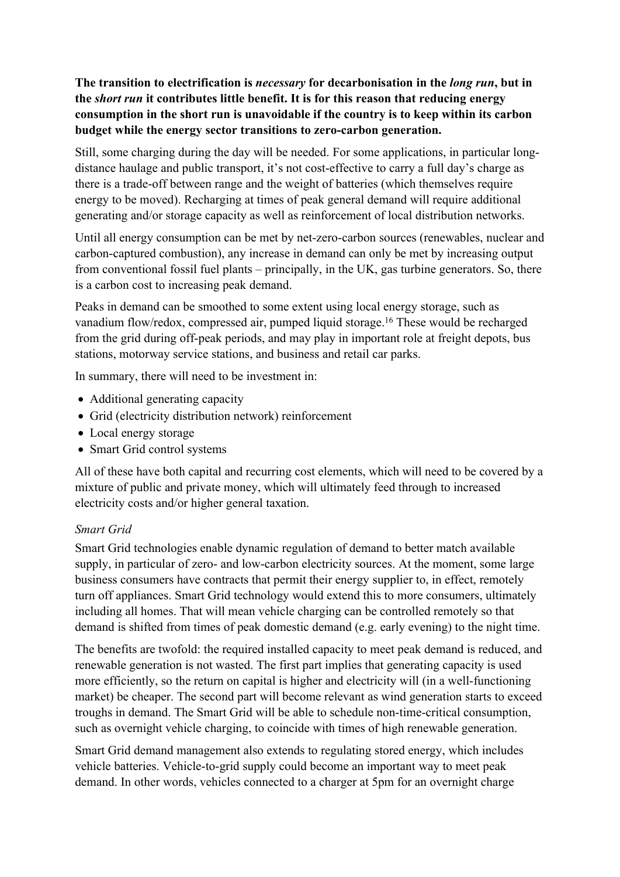**The transition to electrification is *necessary* for decarbonisation in the *long run*, but in the *short run* it contributes little benefit. It is for this reason that reducing energy consumption in the short run is unavoidable if the country is to keep within its carbon budget while the energy sector transitions to zero-carbon generation.**

Still, some charging during the day will be needed. For some applications, in particular long-distance haulage and public transport, it's not cost-effective to carry a full day's charge as there is a trade-off between range and the weight of batteries (which themselves require energy to be moved). Recharging at times of peak general demand will require additional generating and/or storage capacity as well as reinforcement of local distribution networks.

Until all energy consumption can be met by net-zero-carbon sources (renewables, nuclear and carbon-captured combustion), any increase in demand can only be met by increasing output from conventional fossil fuel plants – principally, in the UK, gas turbine generators. So, there is a carbon cost to increasing peak demand.

Peaks in demand can be smoothed to some extent using local energy storage, such as vanadium flow/redox, compressed air, pumped liquid storage.[16] These would be recharged from the grid during off-peak periods, and may play in important role at freight depots, bus stations, motorway service stations, and business and retail car parks.

In summary, there will need to be investment in:

- Additional generating capacity
- Grid (electricity distribution network) reinforcement
- Local energy storage
- Smart Grid control systems

All of these have both capital and recurring cost elements, which will need to be covered by a mixture of public and private money, which will ultimately feed through to increased electricity costs and/or higher general taxation.

*Smart Grid*

Smart Grid technologies enable dynamic regulation of demand to better match available supply, in particular of zero- and low-carbon electricity sources. At the moment, some large business consumers have contracts that permit their energy supplier to, in effect, remotely turn off appliances. Smart Grid technology would extend this to more consumers, ultimately including all homes. That will mean vehicle charging can be controlled remotely so that demand is shifted from times of peak domestic demand (e.g. early evening) to the night time.

The benefits are twofold: the required installed capacity to meet peak demand is reduced, and renewable generation is not wasted. The first part implies that generating capacity is used more efficiently, so the return on capital is higher and electricity will (in a well-functioning market) be cheaper. The second part will become relevant as wind generation starts to exceed troughs in demand. The Smart Grid will be able to schedule non-time-critical consumption, such as overnight vehicle charging, to coincide with times of high renewable generation.

Smart Grid demand management also extends to regulating stored energy, which includes vehicle batteries. Vehicle-to-grid supply could become an important way to meet peak demand. In other words, vehicles connected to a charger at 5pm for an overnight charge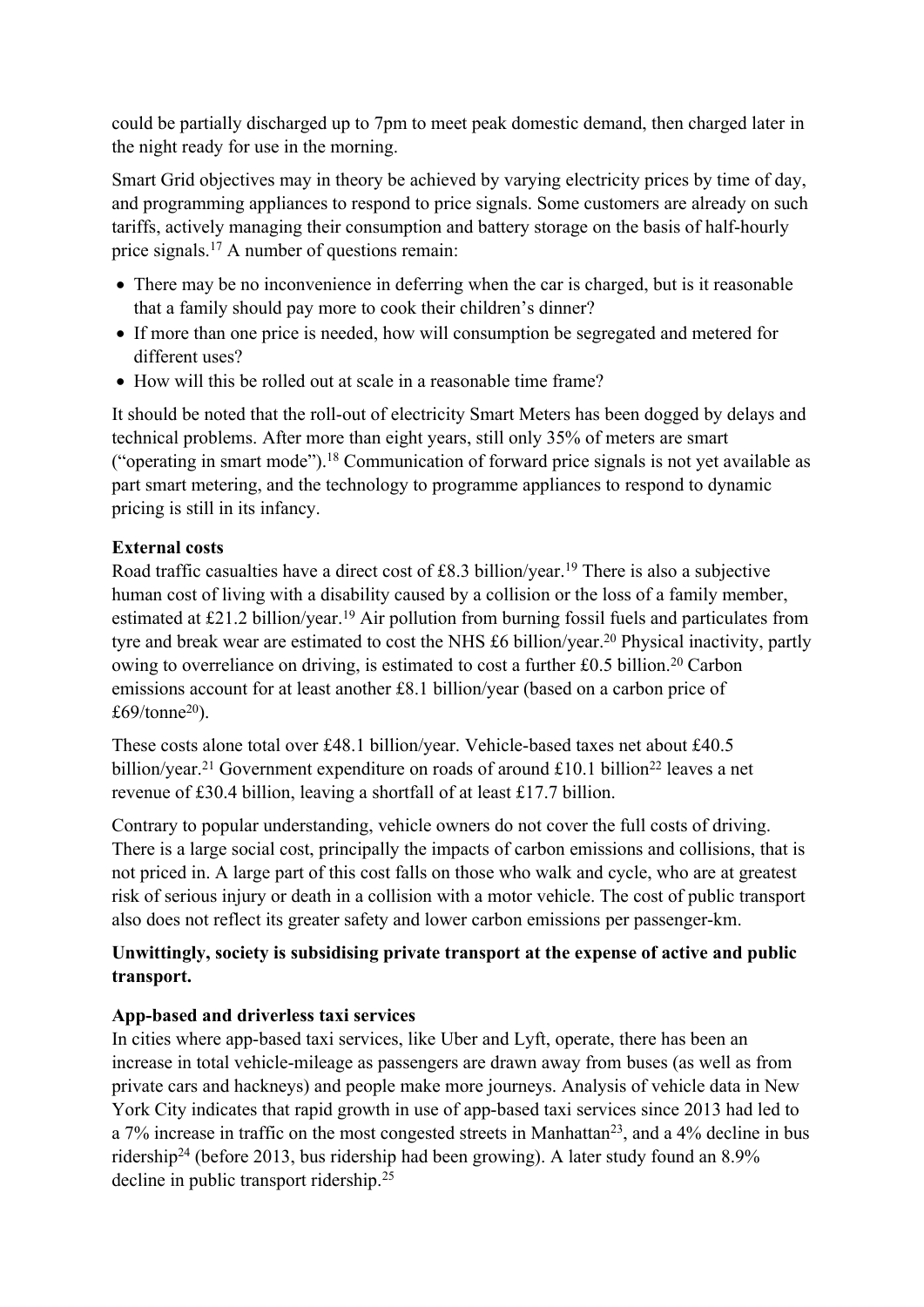could be partially discharged up to 7pm to meet peak domestic demand, then charged later in the night ready for use in the morning.

Smart Grid objectives may in theory be achieved by varying electricity prices by time of day, and programming appliances to respond to price signals. Some customers are already on such tariffs, actively managing their consumption and battery storage on the basis of half-hourly price signals.[17] A number of questions remain:

- There may be no inconvenience in deferring when the car is charged, but is it reasonable that a family should pay more to cook their children's dinner?
- If more than one price is needed, how will consumption be segregated and metered for different uses?
- How will this be rolled out at scale in a reasonable time frame?

It should be noted that the roll-out of electricity Smart Meters has been dogged by delays and technical problems. After more than eight years, still only 35% of meters are smart ("operating in smart mode").[18] Communication of forward price signals is not yet available as part smart metering, and the technology to programme appliances to respond to dynamic pricing is still in its infancy.

**External costs**

Road traffic casualties have a direct cost of £8.3 billion/year.[19] There is also a subjective human cost of living with a disability caused by a collision or the loss of a family member, estimated at £21.2 billion/year.[19] Air pollution from burning fossil fuels and particulates from tyre and break wear are estimated to cost the NHS £6 billion/year.[20] Physical inactivity, partly owing to overreliance on driving, is estimated to cost a further £0.5 billion.[20] Carbon emissions account for at least another £8.1 billion/year (based on a carbon price of £69/tonne[20]).

These costs alone total over £48.1 billion/year. Vehicle-based taxes net about £40.5 billion/year.[21] Government expenditure on roads of around £10.1 billion[22] leaves a net revenue of £30.4 billion, leaving a shortfall of at least £17.7 billion.

Contrary to popular understanding, vehicle owners do not cover the full costs of driving. There is a large social cost, principally the impacts of carbon emissions and collisions, that is not priced in. A large part of this cost falls on those who walk and cycle, who are at greatest risk of serious injury or death in a collision with a motor vehicle. The cost of public transport also does not reflect its greater safety and lower carbon emissions per passenger-km.

**Unwittingly, society is subsidising private transport at the expense of active and public transport.**

**App-based and driverless taxi services**

In cities where app-based taxi services, like Uber and Lyft, operate, there has been an increase in total vehicle-mileage as passengers are drawn away from buses (as well as from private cars and hackneys) and people make more journeys. Analysis of vehicle data in New York City indicates that rapid growth in use of app-based taxi services since 2013 had led to a 7% increase in traffic on the most congested streets in Manhattan[23], and a 4% decline in bus ridership[24] (before 2013, bus ridership had been growing). A later study found an 8.9% decline in public transport ridership.[25]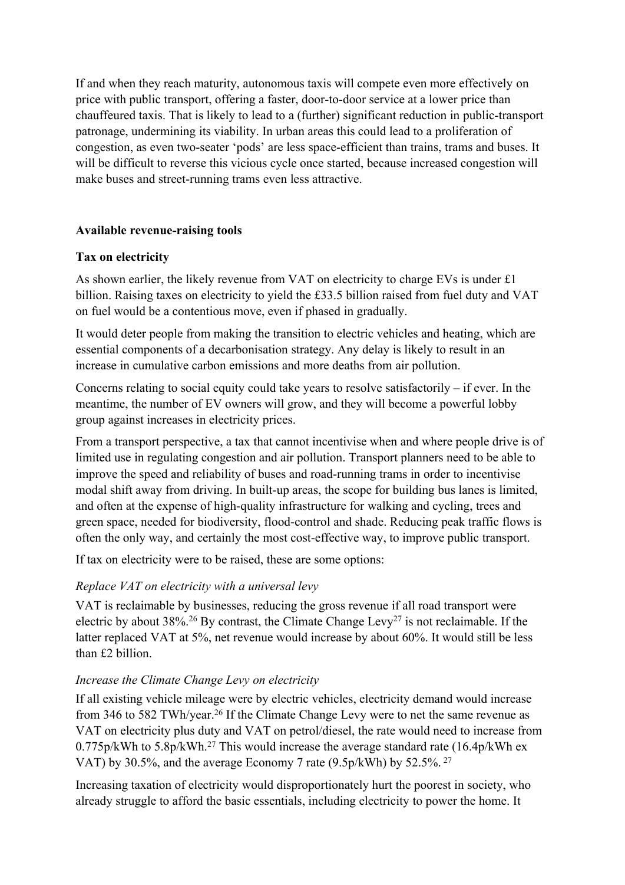If and when they reach maturity, autonomous taxis will compete even more effectively on price with public transport, offering a faster, door-to-door service at a lower price than chauffeured taxis. That is likely to lead to a (further) significant reduction in public-transport patronage, undermining its viability. In urban areas this could lead to a proliferation of congestion, as even two-seater 'pods' are less space-efficient than trains, trams and buses. It will be difficult to reverse this vicious cycle once started, because increased congestion will make buses and street-running trams even less attractive.

## Available revenue-raising tools

### Tax on electricity

As shown earlier, the likely revenue from VAT on electricity to charge EVs is under £1 billion. Raising taxes on electricity to yield the £33.5 billion raised from fuel duty and VAT on fuel would be a contentious move, even if phased in gradually.

It would deter people from making the transition to electric vehicles and heating, which are essential components of a decarbonisation strategy. Any delay is likely to result in an increase in cumulative carbon emissions and more deaths from air pollution.

Concerns relating to social equity could take years to resolve satisfactorily – if ever. In the meantime, the number of EV owners will grow, and they will become a powerful lobby group against increases in electricity prices.

From a transport perspective, a tax that cannot incentivise when and where people drive is of limited use in regulating congestion and air pollution. Transport planners need to be able to improve the speed and reliability of buses and road-running trams in order to incentivise modal shift away from driving. In built-up areas, the scope for building bus lanes is limited, and often at the expense of high-quality infrastructure for walking and cycling, trees and green space, needed for biodiversity, flood-control and shade. Reducing peak traffic flows is often the only way, and certainly the most cost-effective way, to improve public transport.

If tax on electricity were to be raised, these are some options:

*Replace VAT on electricity with a universal levy*

VAT is reclaimable by businesses, reducing the gross revenue if all road transport were electric by about 38%.[26] By contrast, the Climate Change Levy[27] is not reclaimable. If the latter replaced VAT at 5%, net revenue would increase by about 60%. It would still be less than £2 billion.

*Increase the Climate Change Levy on electricity*

If all existing vehicle mileage were by electric vehicles, electricity demand would increase from 346 to 582 TWh/year.[26] If the Climate Change Levy were to net the same revenue as VAT on electricity plus duty and VAT on petrol/diesel, the rate would need to increase from 0.775p/kWh to 5.8p/kWh.[27] This would increase the average standard rate (16.4p/kWh ex VAT) by 30.5%, and the average Economy 7 rate (9.5p/kWh) by 52.5%.[27]

Increasing taxation of electricity would disproportionately hurt the poorest in society, who already struggle to afford the basic essentials, including electricity to power the home. It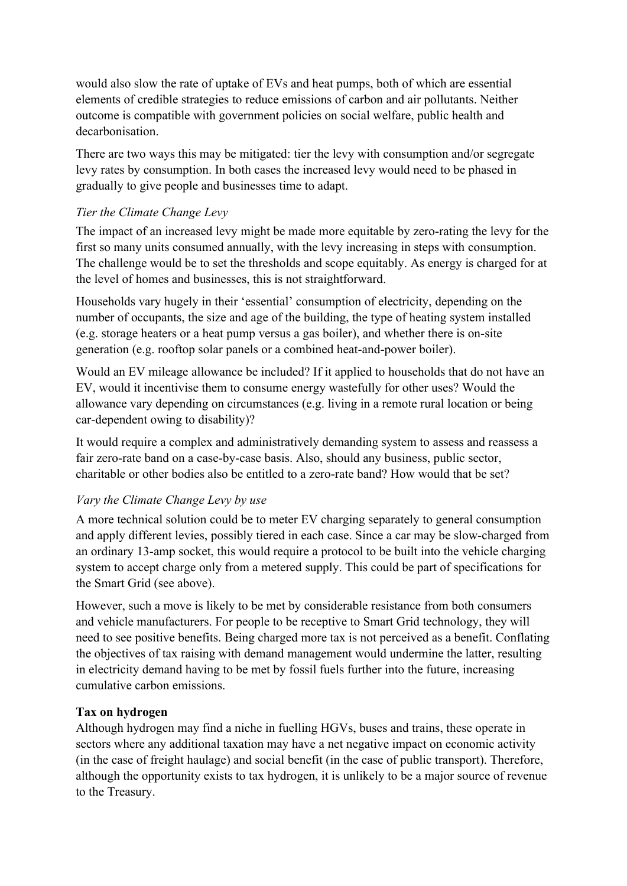would also slow the rate of uptake of EVs and heat pumps, both of which are essential elements of credible strategies to reduce emissions of carbon and air pollutants. Neither outcome is compatible with government policies on social welfare, public health and decarbonisation.

There are two ways this may be mitigated: tier the levy with consumption and/or segregate levy rates by consumption. In both cases the increased levy would need to be phased in gradually to give people and businesses time to adapt.

*Tier the Climate Change Levy*

The impact of an increased levy might be made more equitable by zero-rating the levy for the first so many units consumed annually, with the levy increasing in steps with consumption. The challenge would be to set the thresholds and scope equitably. As energy is charged for at the level of homes and businesses, this is not straightforward.

Households vary hugely in their 'essential' consumption of electricity, depending on the number of occupants, the size and age of the building, the type of heating system installed (e.g. storage heaters or a heat pump versus a gas boiler), and whether there is on-site generation (e.g. rooftop solar panels or a combined heat-and-power boiler).

Would an EV mileage allowance be included? If it applied to households that do not have an EV, would it incentivise them to consume energy wastefully for other uses? Would the allowance vary depending on circumstances (e.g. living in a remote rural location or being car-dependent owing to disability)?

It would require a complex and administratively demanding system to assess and reassess a fair zero-rate band on a case-by-case basis. Also, should any business, public sector, charitable or other bodies also be entitled to a zero-rate band? How would that be set?

*Vary the Climate Change Levy by use*

A more technical solution could be to meter EV charging separately to general consumption and apply different levies, possibly tiered in each case. Since a car may be slow-charged from an ordinary 13-amp socket, this would require a protocol to be built into the vehicle charging system to accept charge only from a metered supply. This could be part of specifications for the Smart Grid (see above).

However, such a move is likely to be met by considerable resistance from both consumers and vehicle manufacturers. For people to be receptive to Smart Grid technology, they will need to see positive benefits. Being charged more tax is not perceived as a benefit. Conflating the objectives of tax raising with demand management would undermine the latter, resulting in electricity demand having to be met by fossil fuels further into the future, increasing cumulative carbon emissions.

**Tax on hydrogen**

Although hydrogen may find a niche in fuelling HGVs, buses and trains, these operate in sectors where any additional taxation may have a net negative impact on economic activity (in the case of freight haulage) and social benefit (in the case of public transport). Therefore, although the opportunity exists to tax hydrogen, it is unlikely to be a major source of revenue to the Treasury.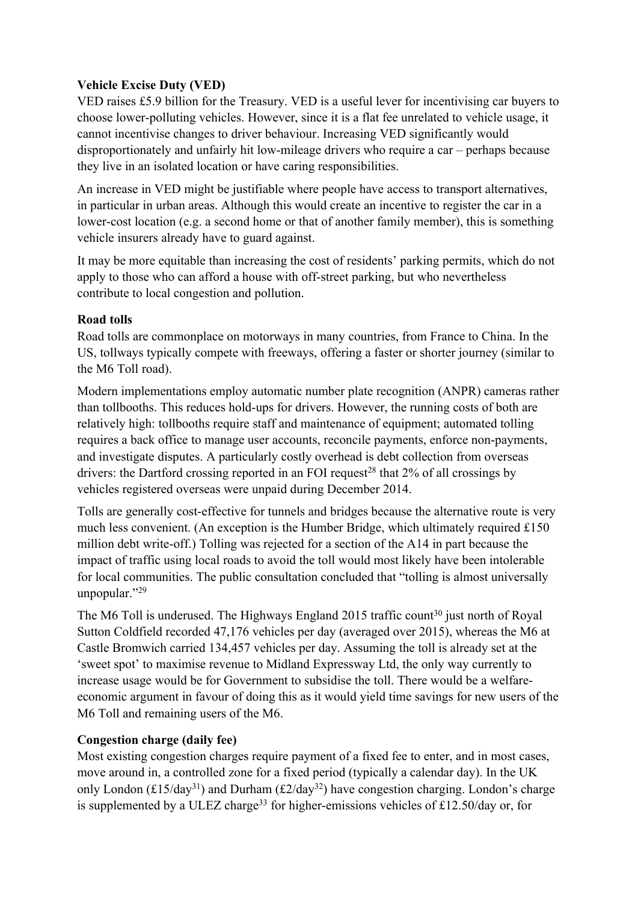**Vehicle Excise Duty (VED)**

VED raises £5.9 billion for the Treasury. VED is a useful lever for incentivising car buyers to choose lower-polluting vehicles. However, since it is a flat fee unrelated to vehicle usage, it cannot incentivise changes to driver behaviour. Increasing VED significantly would disproportionately and unfairly hit low-mileage drivers who require a car – perhaps because they live in an isolated location or have caring responsibilities.

An increase in VED might be justifiable where people have access to transport alternatives, in particular in urban areas. Although this would create an incentive to register the car in a lower-cost location (e.g. a second home or that of another family member), this is something vehicle insurers already have to guard against.

It may be more equitable than increasing the cost of residents' parking permits, which do not apply to those who can afford a house with off-street parking, but who nevertheless contribute to local congestion and pollution.

**Road tolls**

Road tolls are commonplace on motorways in many countries, from France to China. In the US, tollways typically compete with freeways, offering a faster or shorter journey (similar to the M6 Toll road).

Modern implementations employ automatic number plate recognition (ANPR) cameras rather than tollbooths. This reduces hold-ups for drivers. However, the running costs of both are relatively high: tollbooths require staff and maintenance of equipment; automated tolling requires a back office to manage user accounts, reconcile payments, enforce non-payments, and investigate disputes. A particularly costly overhead is debt collection from overseas drivers: the Dartford crossing reported in an FOI request[28] that 2% of all crossings by vehicles registered overseas were unpaid during December 2014.

Tolls are generally cost-effective for tunnels and bridges because the alternative route is very much less convenient. (An exception is the Humber Bridge, which ultimately required £150 million debt write-off.) Tolling was rejected for a section of the A14 in part because the impact of traffic using local roads to avoid the toll would most likely have been intolerable for local communities. The public consultation concluded that "tolling is almost universally unpopular."[29]

The M6 Toll is underused. The Highways England 2015 traffic count[30] just north of Royal Sutton Coldfield recorded 47,176 vehicles per day (averaged over 2015), whereas the M6 at Castle Bromwich carried 134,457 vehicles per day. Assuming the toll is already set at the 'sweet spot' to maximise revenue to Midland Expressway Ltd, the only way currently to increase usage would be for Government to subsidise the toll. There would be a welfare-economic argument in favour of doing this as it would yield time savings for new users of the M6 Toll and remaining users of the M6.

**Congestion charge (daily fee)**

Most existing congestion charges require payment of a fixed fee to enter, and in most cases, move around in, a controlled zone for a fixed period (typically a calendar day). In the UK only London (£15/day[31]) and Durham (£2/day[32]) have congestion charging. London's charge is supplemented by a ULEZ charge[33] for higher-emissions vehicles of £12.50/day or, for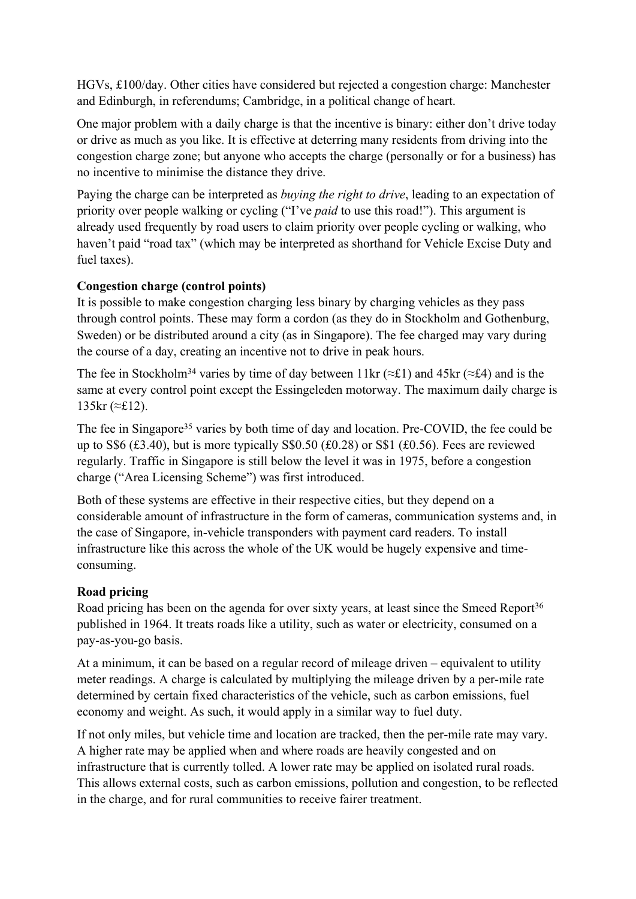HGVs, £100/day. Other cities have considered but rejected a congestion charge: Manchester and Edinburgh, in referendums; Cambridge, in a political change of heart.

One major problem with a daily charge is that the incentive is binary: either don't drive today or drive as much as you like. It is effective at deterring many residents from driving into the congestion charge zone; but anyone who accepts the charge (personally or for a business) has no incentive to minimise the distance they drive.

Paying the charge can be interpreted as *buying the right to drive*, leading to an expectation of priority over people walking or cycling ("I've *paid* to use this road!"). This argument is already used frequently by road users to claim priority over people cycling or walking, who haven't paid "road tax" (which may be interpreted as shorthand for Vehicle Excise Duty and fuel taxes).

**Congestion charge (control points)**

It is possible to make congestion charging less binary by charging vehicles as they pass through control points. These may form a cordon (as they do in Stockholm and Gothenburg, Sweden) or be distributed around a city (as in Singapore). The fee charged may vary during the course of a day, creating an incentive not to drive in peak hours.

The fee in Stockholm[34] varies by time of day between 11kr (≈£1) and 45kr (≈£4) and is the same at every control point except the Essingeleden motorway. The maximum daily charge is 135kr (≈£12).

The fee in Singapore[35] varies by both time of day and location. Pre-COVID, the fee could be up to S$6 (£3.40), but is more typically S$0.50 (£0.28) or S$1 (£0.56). Fees are reviewed regularly. Traffic in Singapore is still below the level it was in 1975, before a congestion charge ("Area Licensing Scheme") was first introduced.

Both of these systems are effective in their respective cities, but they depend on a considerable amount of infrastructure in the form of cameras, communication systems and, in the case of Singapore, in-vehicle transponders with payment card readers. To install infrastructure like this across the whole of the UK would be hugely expensive and time-consuming.

**Road pricing**

Road pricing has been on the agenda for over sixty years, at least since the Smeed Report[36] published in 1964. It treats roads like a utility, such as water or electricity, consumed on a pay-as-you-go basis.

At a minimum, it can be based on a regular record of mileage driven – equivalent to utility meter readings. A charge is calculated by multiplying the mileage driven by a per-mile rate determined by certain fixed characteristics of the vehicle, such as carbon emissions, fuel economy and weight. As such, it would apply in a similar way to fuel duty.

If not only miles, but vehicle time and location are tracked, then the per-mile rate may vary. A higher rate may be applied when and where roads are heavily congested and on infrastructure that is currently tolled. A lower rate may be applied on isolated rural roads. This allows external costs, such as carbon emissions, pollution and congestion, to be reflected in the charge, and for rural communities to receive fairer treatment.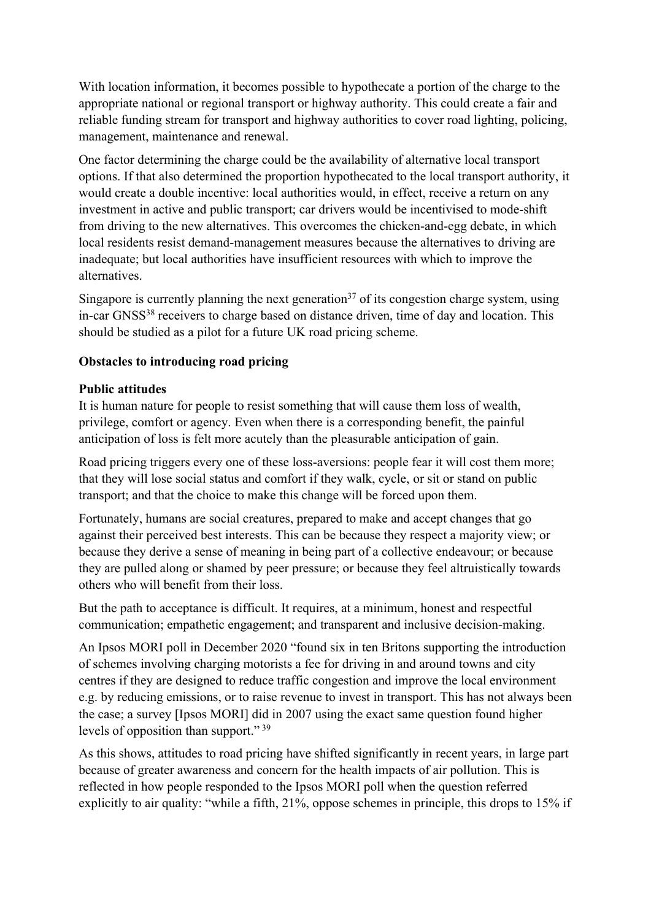With location information, it becomes possible to hypothecate a portion of the charge to the appropriate national or regional transport or highway authority. This could create a fair and reliable funding stream for transport and highway authorities to cover road lighting, policing, management, maintenance and renewal.

One factor determining the charge could be the availability of alternative local transport options. If that also determined the proportion hypothecated to the local transport authority, it would create a double incentive: local authorities would, in effect, receive a return on any investment in active and public transport; car drivers would be incentivised to mode-shift from driving to the new alternatives. This overcomes the chicken-and-egg debate, in which local residents resist demand-management measures because the alternatives to driving are inadequate; but local authorities have insufficient resources with which to improve the alternatives.

Singapore is currently planning the next generation[37] of its congestion charge system, using in-car GNSS[38] receivers to charge based on distance driven, time of day and location. This should be studied as a pilot for a future UK road pricing scheme.

**Obstacles to introducing road pricing**

**Public attitudes**

It is human nature for people to resist something that will cause them loss of wealth, privilege, comfort or agency. Even when there is a corresponding benefit, the painful anticipation of loss is felt more acutely than the pleasurable anticipation of gain.

Road pricing triggers every one of these loss-aversions: people fear it will cost them more; that they will lose social status and comfort if they walk, cycle, or sit or stand on public transport; and that the choice to make this change will be forced upon them.

Fortunately, humans are social creatures, prepared to make and accept changes that go against their perceived best interests. This can be because they respect a majority view; or because they derive a sense of meaning in being part of a collective endeavour; or because they are pulled along or shamed by peer pressure; or because they feel altruistically towards others who will benefit from their loss.

But the path to acceptance is difficult. It requires, at a minimum, honest and respectful communication; empathetic engagement; and transparent and inclusive decision-making.

An Ipsos MORI poll in December 2020 "found six in ten Britons supporting the introduction of schemes involving charging motorists a fee for driving in and around towns and city centres if they are designed to reduce traffic congestion and improve the local environment e.g. by reducing emissions, or to raise revenue to invest in transport. This has not always been the case; a survey [Ipsos MORI] did in 2007 using the exact same question found higher levels of opposition than support." [39]

As this shows, attitudes to road pricing have shifted significantly in recent years, in large part because of greater awareness and concern for the health impacts of air pollution. This is reflected in how people responded to the Ipsos MORI poll when the question referred explicitly to air quality: "while a fifth, 21%, oppose schemes in principle, this drops to 15% if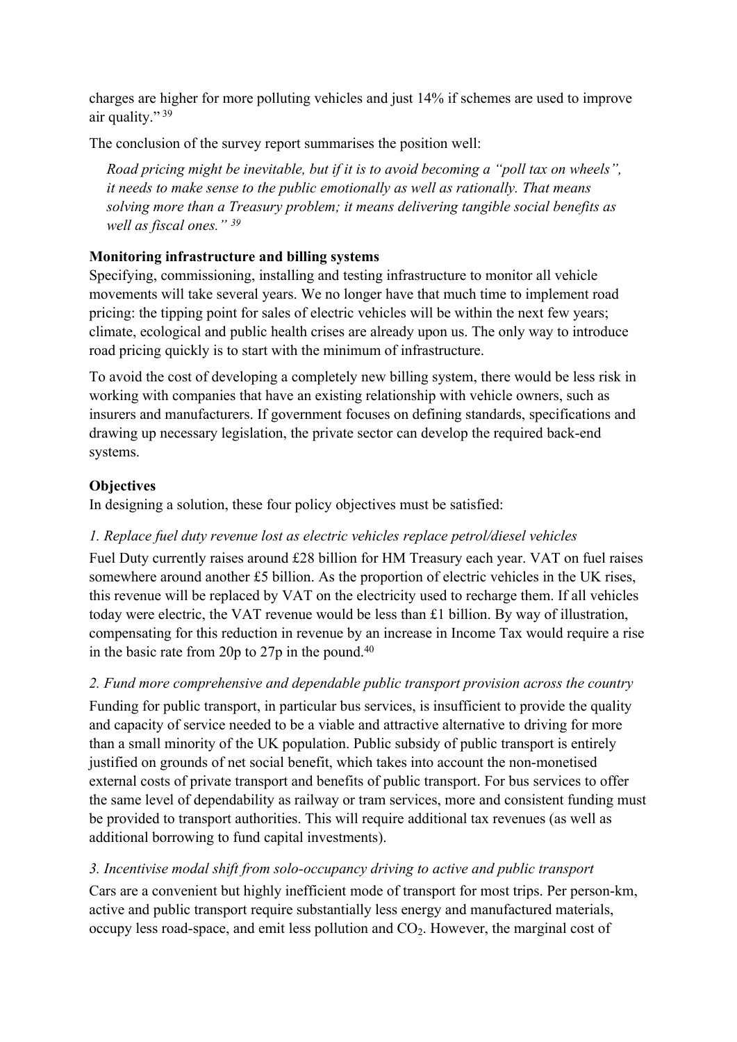charges are higher for more polluting vehicles and just 14% if schemes are used to improve air quality." [39]

The conclusion of the survey report summarises the position well:

> *Road pricing might be inevitable, but if it is to avoid becoming a "poll tax on wheels", it needs to make sense to the public emotionally as well as rationally. That means solving more than a Treasury problem; it means delivering tangible social benefits as well as fiscal ones."* [39]

**Monitoring infrastructure and billing systems**

Specifying, commissioning, installing and testing infrastructure to monitor all vehicle movements will take several years. We no longer have that much time to implement road pricing: the tipping point for sales of electric vehicles will be within the next few years; climate, ecological and public health crises are already upon us. The only way to introduce road pricing quickly is to start with the minimum of infrastructure.

To avoid the cost of developing a completely new billing system, there would be less risk in working with companies that have an existing relationship with vehicle owners, such as insurers and manufacturers. If government focuses on defining standards, specifications and drawing up necessary legislation, the private sector can develop the required back-end systems.

**Objectives**

In designing a solution, these four policy objectives must be satisfied:

*1. Replace fuel duty revenue lost as electric vehicles replace petrol/diesel vehicles*

Fuel Duty currently raises around £28 billion for HM Treasury each year. VAT on fuel raises somewhere around another £5 billion. As the proportion of electric vehicles in the UK rises, this revenue will be replaced by VAT on the electricity used to recharge them. If all vehicles today were electric, the VAT revenue would be less than £1 billion. By way of illustration, compensating for this reduction in revenue by an increase in Income Tax would require a rise in the basic rate from 20p to 27p in the pound.[40]

*2. Fund more comprehensive and dependable public transport provision across the country*

Funding for public transport, in particular bus services, is insufficient to provide the quality and capacity of service needed to be a viable and attractive alternative to driving for more than a small minority of the UK population. Public subsidy of public transport is entirely justified on grounds of net social benefit, which takes into account the non-monetised external costs of private transport and benefits of public transport. For bus services to offer the same level of dependability as railway or tram services, more and consistent funding must be provided to transport authorities. This will require additional tax revenues (as well as additional borrowing to fund capital investments).

*3. Incentivise modal shift from solo-occupancy driving to active and public transport*

Cars are a convenient but highly inefficient mode of transport for most trips. Per person-km, active and public transport require substantially less energy and manufactured materials, occupy less road-space, and emit less pollution and $CO_2$. However, the marginal cost of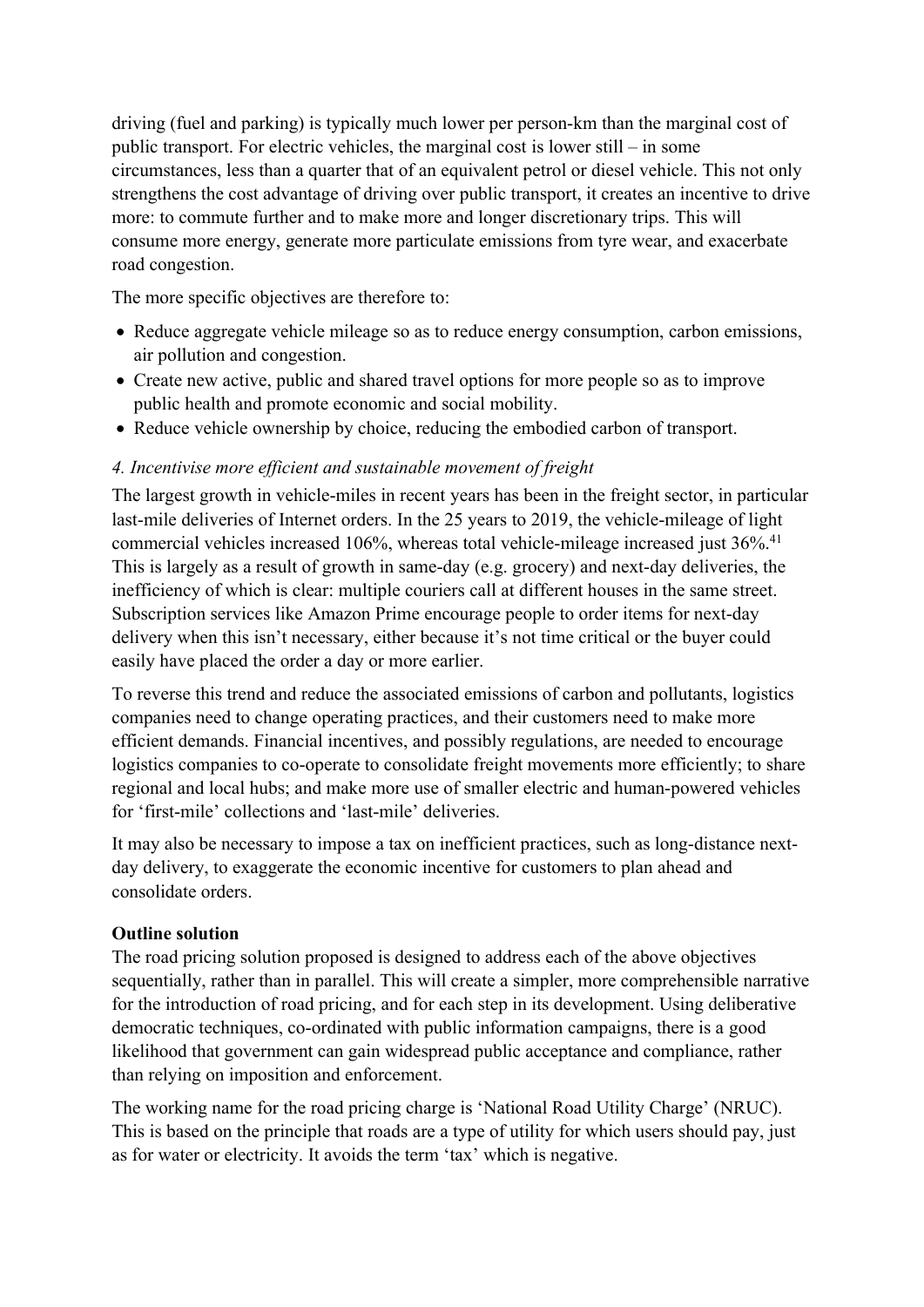driving (fuel and parking) is typically much lower per person-km than the marginal cost of public transport. For electric vehicles, the marginal cost is lower still – in some circumstances, less than a quarter that of an equivalent petrol or diesel vehicle. This not only strengthens the cost advantage of driving over public transport, it creates an incentive to drive more: to commute further and to make more and longer discretionary trips. This will consume more energy, generate more particulate emissions from tyre wear, and exacerbate road congestion.

The more specific objectives are therefore to:

- Reduce aggregate vehicle mileage so as to reduce energy consumption, carbon emissions, air pollution and congestion.
- Create new active, public and shared travel options for more people so as to improve public health and promote economic and social mobility.
- Reduce vehicle ownership by choice, reducing the embodied carbon of transport.

*4. Incentivise more efficient and sustainable movement of freight*

The largest growth in vehicle-miles in recent years has been in the freight sector, in particular last-mile deliveries of Internet orders. In the 25 years to 2019, the vehicle-mileage of light commercial vehicles increased 106%, whereas total vehicle-mileage increased just 36%.[41] This is largely as a result of growth in same-day (e.g. grocery) and next-day deliveries, the inefficiency of which is clear: multiple couriers call at different houses in the same street. Subscription services like Amazon Prime encourage people to order items for next-day delivery when this isn't necessary, either because it's not time critical or the buyer could easily have placed the order a day or more earlier.

To reverse this trend and reduce the associated emissions of carbon and pollutants, logistics companies need to change operating practices, and their customers need to make more efficient demands. Financial incentives, and possibly regulations, are needed to encourage logistics companies to co-operate to consolidate freight movements more efficiently; to share regional and local hubs; and make more use of smaller electric and human-powered vehicles for 'first-mile' collections and 'last-mile' deliveries.

It may also be necessary to impose a tax on inefficient practices, such as long-distance next-day delivery, to exaggerate the economic incentive for customers to plan ahead and consolidate orders.

**Outline solution**

The road pricing solution proposed is designed to address each of the above objectives sequentially, rather than in parallel. This will create a simpler, more comprehensible narrative for the introduction of road pricing, and for each step in its development. Using deliberative democratic techniques, co-ordinated with public information campaigns, there is a good likelihood that government can gain widespread public acceptance and compliance, rather than relying on imposition and enforcement.

The working name for the road pricing charge is 'National Road Utility Charge' (NRUC). This is based on the principle that roads are a type of utility for which users should pay, just as for water or electricity. It avoids the term 'tax' which is negative.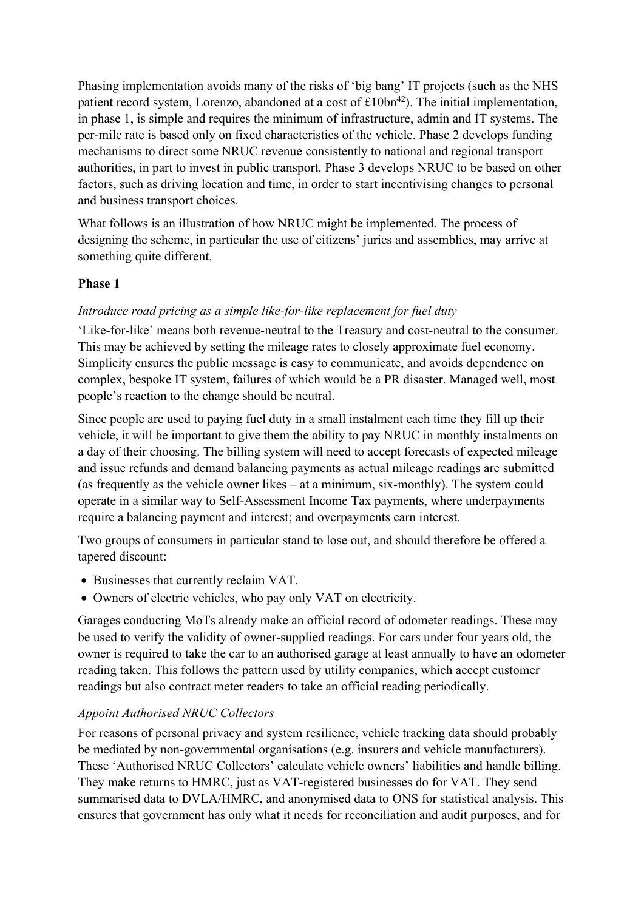Phasing implementation avoids many of the risks of 'big bang' IT projects (such as the NHS patient record system, Lorenzo, abandoned at a cost of £10bn[42]). The initial implementation, in phase 1, is simple and requires the minimum of infrastructure, admin and IT systems. The per-mile rate is based only on fixed characteristics of the vehicle. Phase 2 develops funding mechanisms to direct some NRUC revenue consistently to national and regional transport authorities, in part to invest in public transport. Phase 3 develops NRUC to be based on other factors, such as driving location and time, in order to start incentivising changes to personal and business transport choices.

What follows is an illustration of how NRUC might be implemented. The process of designing the scheme, in particular the use of citizens' juries and assemblies, may arrive at something quite different.

**Phase 1**

*Introduce road pricing as a simple like-for-like replacement for fuel duty*

'Like-for-like' means both revenue-neutral to the Treasury and cost-neutral to the consumer. This may be achieved by setting the mileage rates to closely approximate fuel economy. Simplicity ensures the public message is easy to communicate, and avoids dependence on complex, bespoke IT system, failures of which would be a PR disaster. Managed well, most people's reaction to the change should be neutral.

Since people are used to paying fuel duty in a small instalment each time they fill up their vehicle, it will be important to give them the ability to pay NRUC in monthly instalments on a day of their choosing. The billing system will need to accept forecasts of expected mileage and issue refunds and demand balancing payments as actual mileage readings are submitted (as frequently as the vehicle owner likes – at a minimum, six-monthly). The system could operate in a similar way to Self-Assessment Income Tax payments, where underpayments require a balancing payment and interest; and overpayments earn interest.

Two groups of consumers in particular stand to lose out, and should therefore be offered a tapered discount:

- Businesses that currently reclaim VAT.
- Owners of electric vehicles, who pay only VAT on electricity.

Garages conducting MoTs already make an official record of odometer readings. These may be used to verify the validity of owner-supplied readings. For cars under four years old, the owner is required to take the car to an authorised garage at least annually to have an odometer reading taken. This follows the pattern used by utility companies, which accept customer readings but also contract meter readers to take an official reading periodically.

*Appoint Authorised NRUC Collectors*

For reasons of personal privacy and system resilience, vehicle tracking data should probably be mediated by non-governmental organisations (e.g. insurers and vehicle manufacturers). These 'Authorised NRUC Collectors' calculate vehicle owners' liabilities and handle billing. They make returns to HMRC, just as VAT-registered businesses do for VAT. They send summarised data to DVLA/HMRC, and anonymised data to ONS for statistical analysis. This ensures that government has only what it needs for reconciliation and audit purposes, and for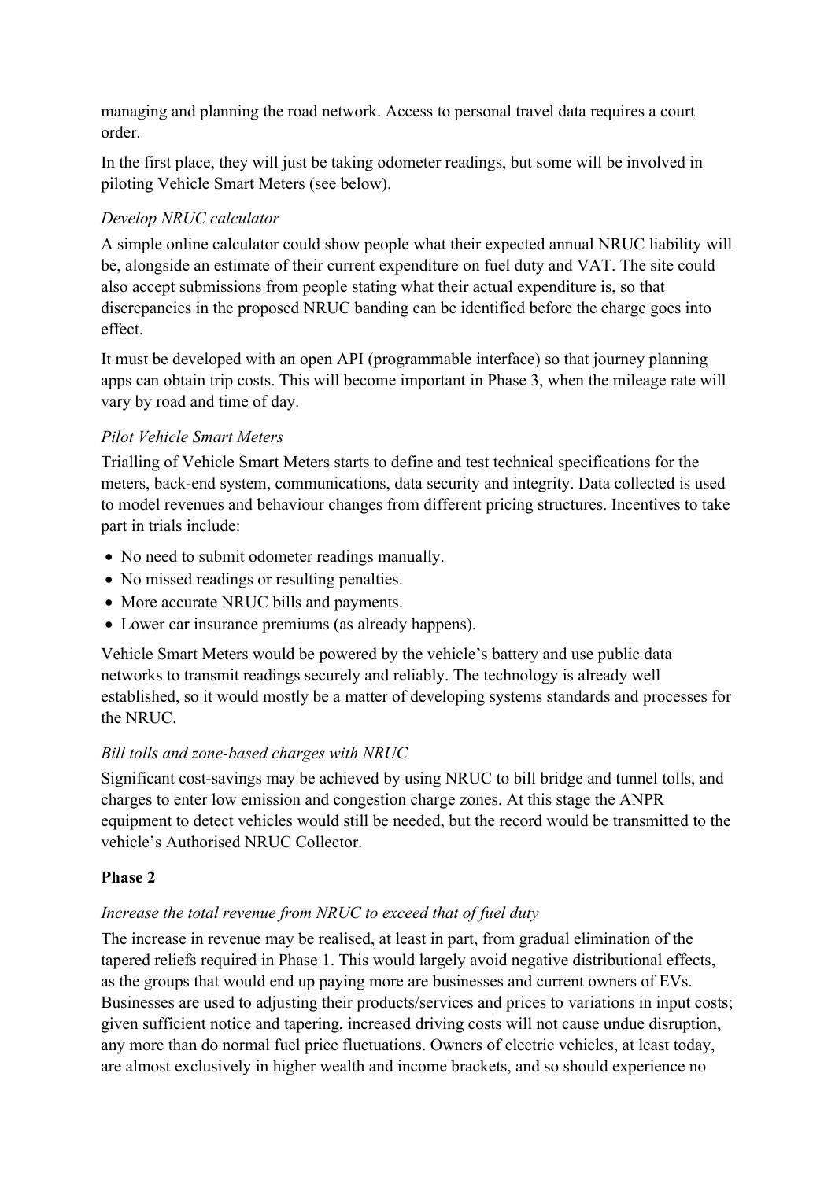managing and planning the road network. Access to personal travel data requires a court order.

In the first place, they will just be taking odometer readings, but some will be involved in piloting Vehicle Smart Meters (see below).

*Develop NRUC calculator*

A simple online calculator could show people what their expected annual NRUC liability will be, alongside an estimate of their current expenditure on fuel duty and VAT. The site could also accept submissions from people stating what their actual expenditure is, so that discrepancies in the proposed NRUC banding can be identified before the charge goes into effect.

It must be developed with an open API (programmable interface) so that journey planning apps can obtain trip costs. This will become important in Phase 3, when the mileage rate will vary by road and time of day.

*Pilot Vehicle Smart Meters*

Trialling of Vehicle Smart Meters starts to define and test technical specifications for the meters, back-end system, communications, data security and integrity. Data collected is used to model revenues and behaviour changes from different pricing structures. Incentives to take part in trials include:

- No need to submit odometer readings manually.
- No missed readings or resulting penalties.
- More accurate NRUC bills and payments.
- Lower car insurance premiums (as already happens).

Vehicle Smart Meters would be powered by the vehicle's battery and use public data networks to transmit readings securely and reliably. The technology is already well established, so it would mostly be a matter of developing systems standards and processes for the NRUC.

*Bill tolls and zone-based charges with NRUC*

Significant cost-savings may be achieved by using NRUC to bill bridge and tunnel tolls, and charges to enter low emission and congestion charge zones. At this stage the ANPR equipment to detect vehicles would still be needed, but the record would be transmitted to the vehicle's Authorised NRUC Collector.

**Phase 2**

*Increase the total revenue from NRUC to exceed that of fuel duty*

The increase in revenue may be realised, at least in part, from gradual elimination of the tapered reliefs required in Phase 1. This would largely avoid negative distributional effects, as the groups that would end up paying more are businesses and current owners of EVs. Businesses are used to adjusting their products/services and prices to variations in input costs; given sufficient notice and tapering, increased driving costs will not cause undue disruption, any more than do normal fuel price fluctuations. Owners of electric vehicles, at least today, are almost exclusively in higher wealth and income brackets, and so should experience no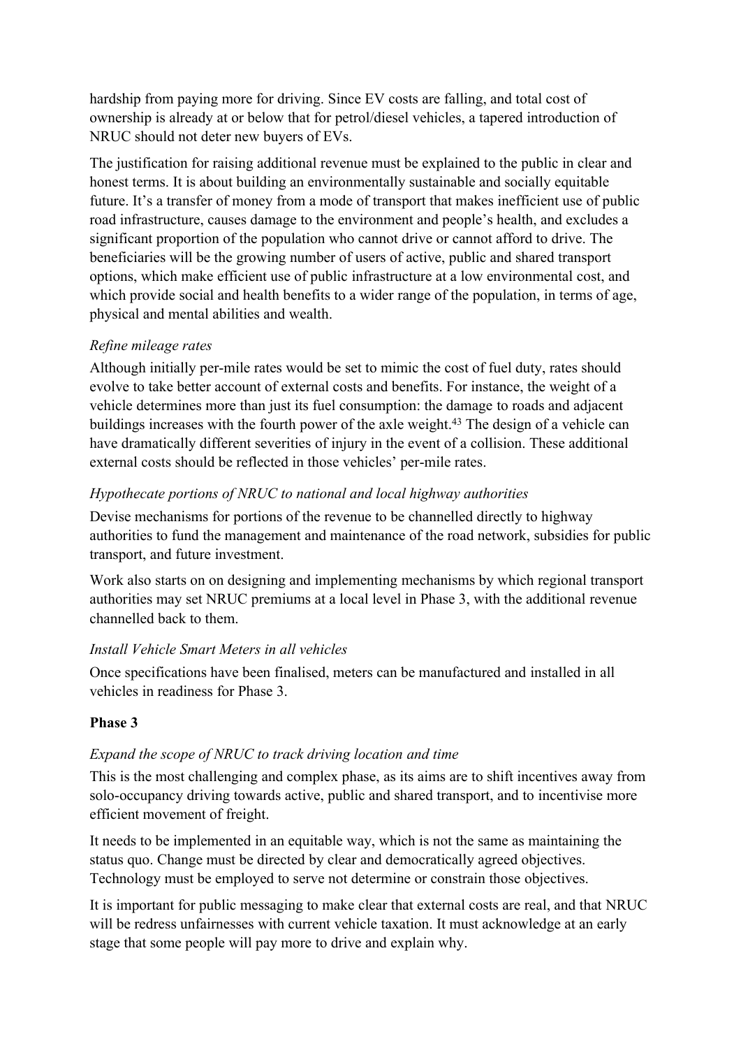hardship from paying more for driving. Since EV costs are falling, and total cost of ownership is already at or below that for petrol/diesel vehicles, a tapered introduction of NRUC should not deter new buyers of EVs.

The justification for raising additional revenue must be explained to the public in clear and honest terms. It is about building an environmentally sustainable and socially equitable future. It's a transfer of money from a mode of transport that makes inefficient use of public road infrastructure, causes damage to the environment and people's health, and excludes a significant proportion of the population who cannot drive or cannot afford to drive. The beneficiaries will be the growing number of users of active, public and shared transport options, which make efficient use of public infrastructure at a low environmental cost, and which provide social and health benefits to a wider range of the population, in terms of age, physical and mental abilities and wealth.

*Refine mileage rates*

Although initially per-mile rates would be set to mimic the cost of fuel duty, rates should evolve to take better account of external costs and benefits. For instance, the weight of a vehicle determines more than just its fuel consumption: the damage to roads and adjacent buildings increases with the fourth power of the axle weight.[43] The design of a vehicle can have dramatically different severities of injury in the event of a collision. These additional external costs should be reflected in those vehicles' per-mile rates.

*Hypothecate portions of NRUC to national and local highway authorities*

Devise mechanisms for portions of the revenue to be channelled directly to highway authorities to fund the management and maintenance of the road network, subsidies for public transport, and future investment.

Work also starts on on designing and implementing mechanisms by which regional transport authorities may set NRUC premiums at a local level in Phase 3, with the additional revenue channelled back to them.

*Install Vehicle Smart Meters in all vehicles*

Once specifications have been finalised, meters can be manufactured and installed in all vehicles in readiness for Phase 3.

**Phase 3**

*Expand the scope of NRUC to track driving location and time*

This is the most challenging and complex phase, as its aims are to shift incentives away from solo-occupancy driving towards active, public and shared transport, and to incentivise more efficient movement of freight.

It needs to be implemented in an equitable way, which is not the same as maintaining the status quo. Change must be directed by clear and democratically agreed objectives. Technology must be employed to serve not determine or constrain those objectives.

It is important for public messaging to make clear that external costs are real, and that NRUC will be redress unfairnesses with current vehicle taxation. It must acknowledge at an early stage that some people will pay more to drive and explain why.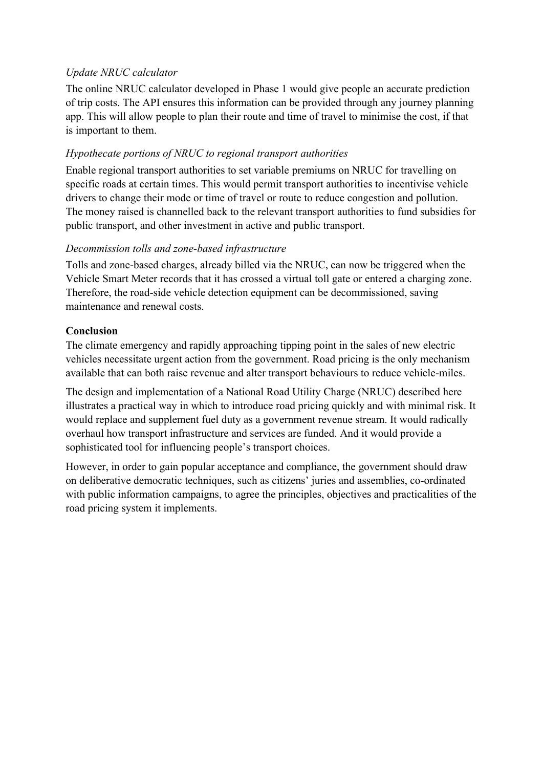*Update NRUC calculator*

The online NRUC calculator developed in Phase 1 would give people an accurate prediction of trip costs. The API ensures this information can be provided through any journey planning app. This will allow people to plan their route and time of travel to minimise the cost, if that is important to them.

*Hypothecate portions of NRUC to regional transport authorities*

Enable regional transport authorities to set variable premiums on NRUC for travelling on specific roads at certain times. This would permit transport authorities to incentivise vehicle drivers to change their mode or time of travel or route to reduce congestion and pollution. The money raised is channelled back to the relevant transport authorities to fund subsidies for public transport, and other investment in active and public transport.

*Decommission tolls and zone-based infrastructure*

Tolls and zone-based charges, already billed via the NRUC, can now be triggered when the Vehicle Smart Meter records that it has crossed a virtual toll gate or entered a charging zone. Therefore, the road-side vehicle detection equipment can be decommissioned, saving maintenance and renewal costs.

**Conclusion**

The climate emergency and rapidly approaching tipping point in the sales of new electric vehicles necessitate urgent action from the government. Road pricing is the only mechanism available that can both raise revenue and alter transport behaviours to reduce vehicle-miles.

The design and implementation of a National Road Utility Charge (NRUC) described here illustrates a practical way in which to introduce road pricing quickly and with minimal risk. It would replace and supplement fuel duty as a government revenue stream. It would radically overhaul how transport infrastructure and services are funded. And it would provide a sophisticated tool for influencing people's transport choices.

However, in order to gain popular acceptance and compliance, the government should draw on deliberative democratic techniques, such as citizens' juries and assemblies, co-ordinated with public information campaigns, to agree the principles, objectives and practicalities of the road pricing system it implements.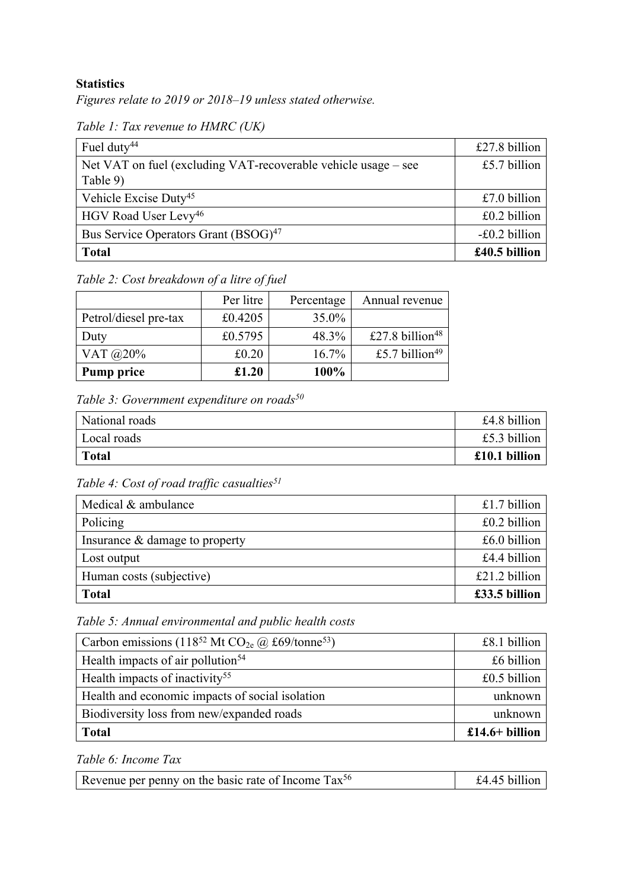**Statistics**

*Figures relate to 2019 or 2018–19 unless stated otherwise.*

*Table 1: Tax revenue to HMRC (UK)*

| | |
|---|---|
| Fuel duty[44] | £27.8 billion |
| Net VAT on fuel (excluding VAT-recoverable vehicle usage – see Table 9) | £5.7 billion |
| Vehicle Excise Duty[45] | £7.0 billion |
| HGV Road User Levy[46] | £0.2 billion |
| Bus Service Operators Grant (BSOG)[47] | -£0.2 billion |
| **Total** | **£40.5 billion** |

*Table 2: Cost breakdown of a litre of fuel*

| | Per litre | Percentage | Annual revenue |
|---|---|---|---|
| Petrol/diesel pre-tax | £0.4205 | 35.0% | |
| Duty | £0.5795 | 48.3% | £27.8 billion[48] |
| VAT @20% | £0.20 | 16.7% | £5.7 billion[49] |
| **Pump price** | **£1.20** | **100%** | |

*Table 3: Government expenditure on roads[50]*

| | |
|---|---|
| National roads | £4.8 billion |
| Local roads | £5.3 billion |
| **Total** | **£10.1 billion** |

*Table 4: Cost of road traffic casualties[51]*

| | |
|---|---|
| Medical & ambulance | £1.7 billion |
| Policing | £0.2 billion |
| Insurance & damage to property | £6.0 billion |
| Lost output | £4.4 billion |
| Human costs (subjective) | £21.2 billion |
| **Total** | **£33.5 billion** |

*Table 5: Annual environmental and public health costs*

| | |
|---|---|
| Carbon emissions (118[52] Mt $CO_{2e}$ @ £69/tonne[53]) | £8.1 billion |
| Health impacts of air pollution[54] | £6 billion |
| Health impacts of inactivity[55] | £0.5 billion |
| Health and economic impacts of social isolation | unknown |
| Biodiversity loss from new/expanded roads | unknown |
| **Total** | **£14.6+ billion** |

*Table 6: Income Tax*

| | |
|---|---|
| Revenue per penny on the basic rate of Income Tax[56] | £4.45 billion |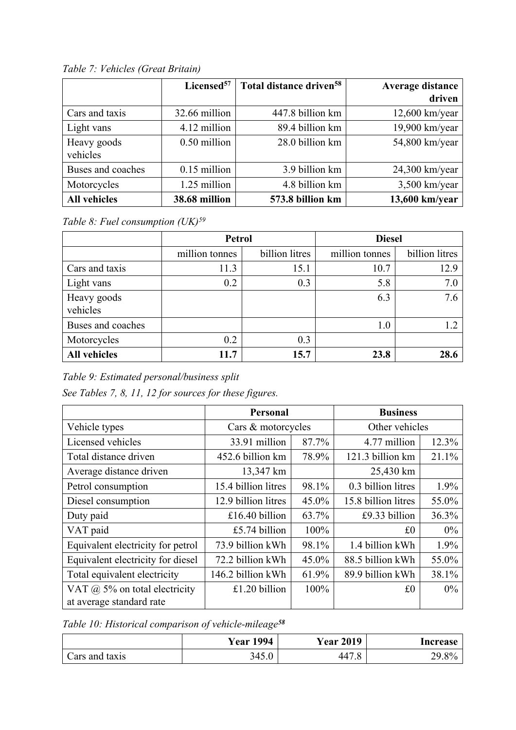*Table 7: Vehicles (Great Britain)*

| | Licensed[57] | Total distance driven[58] | Average distance driven |
|---|---|---|---|
| Cars and taxis | 32.66 million | 447.8 billion km | 12,600 km/year |
| Light vans | 4.12 million | 89.4 billion km | 19,900 km/year |
| Heavy goods vehicles | 0.50 million | 28.0 billion km | 54,800 km/year |
| Buses and coaches | 0.15 million | 3.9 billion km | 24,300 km/year |
| Motorcycles | 1.25 million | 4.8 billion km | 3,500 km/year |
| **All vehicles** | **38.68 million** | **573.8 billion km** | **13,600 km/year** |

*Table 8: Fuel consumption (UK)[59]*

| | Petrol | | Diesel | |
|---|---|---|---|---|
| | million tonnes | billion litres | million tonnes | billion litres |
| Cars and taxis | 11.3 | 15.1 | 10.7 | 12.9 |
| Light vans | 0.2 | 0.3 | 5.8 | 7.0 |
| Heavy goods vehicles | | | 6.3 | 7.6 |
| Buses and coaches | | | 1.0 | 1.2 |
| Motorcycles | 0.2 | 0.3 | | |
| **All vehicles** | **11.7** | **15.7** | **23.8** | **28.6** |

*Table 9: Estimated personal/business split*

*See Tables 7, 8, 11, 12 for sources for these figures.*

| | Personal | | Business | |
|---|---|---|---|---|
| Vehicle types | Cars & motorcycles | | Other vehicles | |
| Licensed vehicles | 33.91 million | 87.7% | 4.77 million | 12.3% |
| Total distance driven | 452.6 billion km | 78.9% | 121.3 billion km | 21.1% |
| Average distance driven | 13,347 km | | 25,430 km | |
| Petrol consumption | 15.4 billion litres | 98.1% | 0.3 billion litres | 1.9% |
| Diesel consumption | 12.9 billion litres | 45.0% | 15.8 billion litres | 55.0% |
| Duty paid | £16.40 billion | 63.7% | £9.33 billion | 36.3% |
| VAT paid | £5.74 billion | 100% | £0 | 0% |
| Equivalent electricity for petrol | 73.9 billion kWh | 98.1% | 1.4 billion kWh | 1.9% |
| Equivalent electricity for diesel | 72.2 billion kWh | 45.0% | 88.5 billion kWh | 55.0% |
| Total equivalent electricity | 146.2 billion kWh | 61.9% | 89.9 billion kWh | 38.1% |
| VAT @ 5% on total electricity at average standard rate | £1.20 billion | 100% | £0 | 0% |

*Table 10: Historical comparison of vehicle-mileage[58]*

| | Year 1994 | Year 2019 | Increase |
|---|---|---|---|
| Cars and taxis | 345.0 | 447.8 | 29.8% |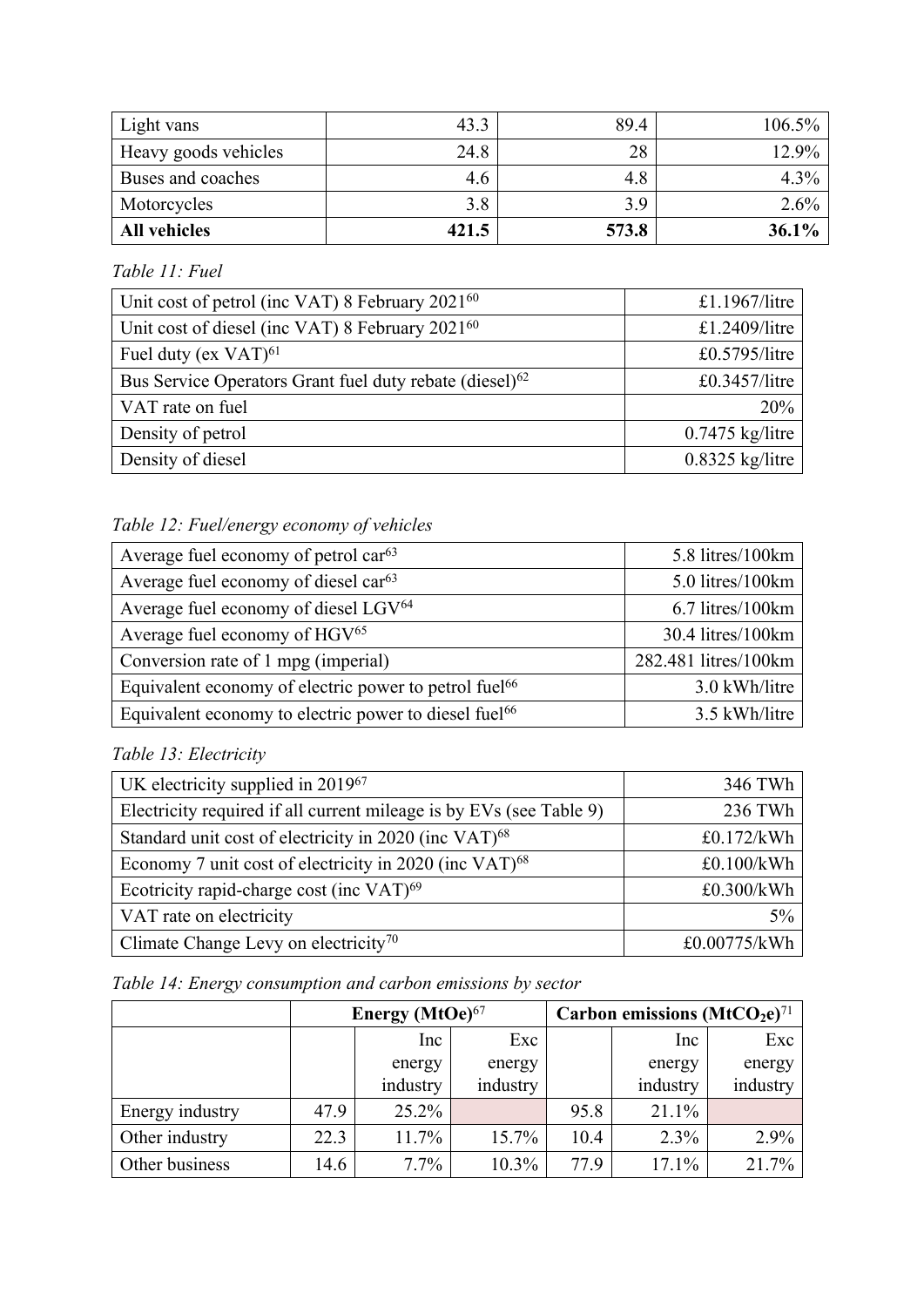| Light vans | 43.3 | 89.4 | 106.5% |
| --- | --- | --- | --- |
| Heavy goods vehicles | 24.8 | 28 | 12.9% |
| Buses and coaches | 4.6 | 4.8 | 4.3% |
| Motorcycles | 3.8 | 3.9 | 2.6% |
| **All vehicles** | **421.5** | **573.8** | **36.1%** |

*Table 11: Fuel*

| | |
| --- | --- |
| Unit cost of petrol (inc VAT) 8 February 2021[60] | £1.1967/litre |
| Unit cost of diesel (inc VAT) 8 February 2021[60] | £1.2409/litre |
| Fuel duty (ex VAT)[61] | £0.5795/litre |
| Bus Service Operators Grant fuel duty rebate (diesel)[62] | £0.3457/litre |
| VAT rate on fuel | 20% |
| Density of petrol | 0.7475 kg/litre |
| Density of diesel | 0.8325 kg/litre |

*Table 12: Fuel/energy economy of vehicles*

| | |
| --- | --- |
| Average fuel economy of petrol car[63] | 5.8 litres/100km |
| Average fuel economy of diesel car[63] | 5.0 litres/100km |
| Average fuel economy of diesel LGV[64] | 6.7 litres/100km |
| Average fuel economy of HGV[65] | 30.4 litres/100km |
| Conversion rate of 1 mpg (imperial) | 282.481 litres/100km |
| Equivalent economy of electric power to petrol fuel[66] | 3.0 kWh/litre |
| Equivalent economy to electric power to diesel fuel[66] | 3.5 kWh/litre |

*Table 13: Electricity*

| | |
| --- | --- |
| UK electricity supplied in 2019[67] | 346 TWh |
| Electricity required if all current mileage is by EVs (see Table 9) | 236 TWh |
| Standard unit cost of electricity in 2020 (inc VAT)[68] | £0.172/kWh |
| Economy 7 unit cost of electricity in 2020 (inc VAT)[68] | £0.100/kWh |
| Ecotricity rapid-charge cost (inc VAT)[69] | £0.300/kWh |
| VAT rate on electricity | 5% |
| Climate Change Levy on electricity[70] | £0.00775/kWh |

*Table 14: Energy consumption and carbon emissions by sector*

| | Energy (MtOe)[67] | | | Carbon emissions ($MtCO_2e$)[71] | | |
| --- | --- | --- | --- | --- | --- | --- |
| | | Inc energy industry | Exc energy industry | | Inc energy industry | Exc energy industry |
| Energy industry | 47.9 | 25.2% | | 95.8 | 21.1% | |
| Other industry | 22.3 | 11.7% | 15.7% | 10.4 | 2.3% | 2.9% |
| Other business | 14.6 | 7.7% | 10.3% | 77.9 | 17.1% | 21.7% |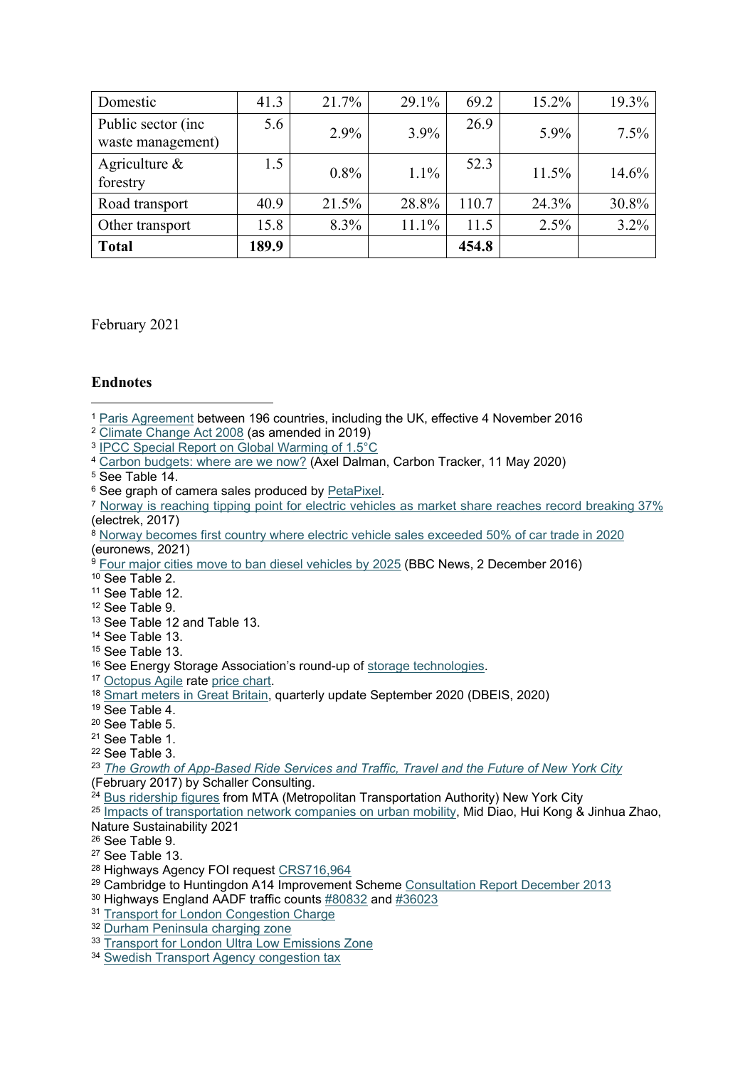| | | | | | | |
|---|---|---|---|---|---|---|
| Domestic | 41.3 | 21.7% | 29.1% | 69.2 | 15.2% | 19.3% |
| Public sector (inc waste management) | 5.6 | 2.9% | 3.9% | 26.9 | 5.9% | 7.5% |
| Agriculture & forestry | 1.5 | 0.8% | 1.1% | 52.3 | 11.5% | 14.6% |
| Road transport | 40.9 | 21.5% | 28.8% | 110.7 | 24.3% | 30.8% |
| Other transport | 15.8 | 8.3% | 11.1% | 11.5 | 2.5% | 3.2% |
| **Total** | **189.9** | | | **454.8** | | |

February 2021

**Endnotes**

1 Paris Agreement between 196 countries, including the UK, effective 4 November 2016
2 Climate Change Act 2008 (as amended in 2019)
3 IPCC Special Report on Global Warming of 1.5°C
4 Carbon budgets: where are we now? (Axel Dalman, Carbon Tracker, 11 May 2020)
5 See Table 14.
6 See graph of camera sales produced by PetaPixel.
7 Norway is reaching tipping point for electric vehicles as market share reaches record breaking 37% (electrek, 2017)
8 Norway becomes first country where electric vehicle sales exceeded 50% of car trade in 2020 (euronews, 2021)
9 Four major cities move to ban diesel vehicles by 2025 (BBC News, 2 December 2016)
10 See Table 2.
11 See Table 12.
12 See Table 9.
13 See Table 12 and Table 13.
14 See Table 13.
15 See Table 13.
16 See Energy Storage Association's round-up of storage technologies.
17 Octopus Agile rate price chart.
18 Smart meters in Great Britain, quarterly update September 2020 (DBEIS, 2020)
19 See Table 4.
20 See Table 5.
21 See Table 1.
22 See Table 3.
23 *The Growth of App-Based Ride Services and Traffic, Travel and the Future of New York City* (February 2017) by Schaller Consulting.
24 Bus ridership figures from MTA (Metropolitan Transportation Authority) New York City
25 Impacts of transportation network companies on urban mobility, Mid Diao, Hui Kong & Jinhua Zhao, Nature Sustainability 2021
26 See Table 9.
27 See Table 13.
28 Highways Agency FOI request CRS716,964
29 Cambridge to Huntingdon A14 Improvement Scheme Consultation Report December 2013
30 Highways England AADF traffic counts #80832 and #36023
31 Transport for London Congestion Charge
32 Durham Peninsula charging zone
33 Transport for London Ultra Low Emissions Zone
34 Swedish Transport Agency congestion tax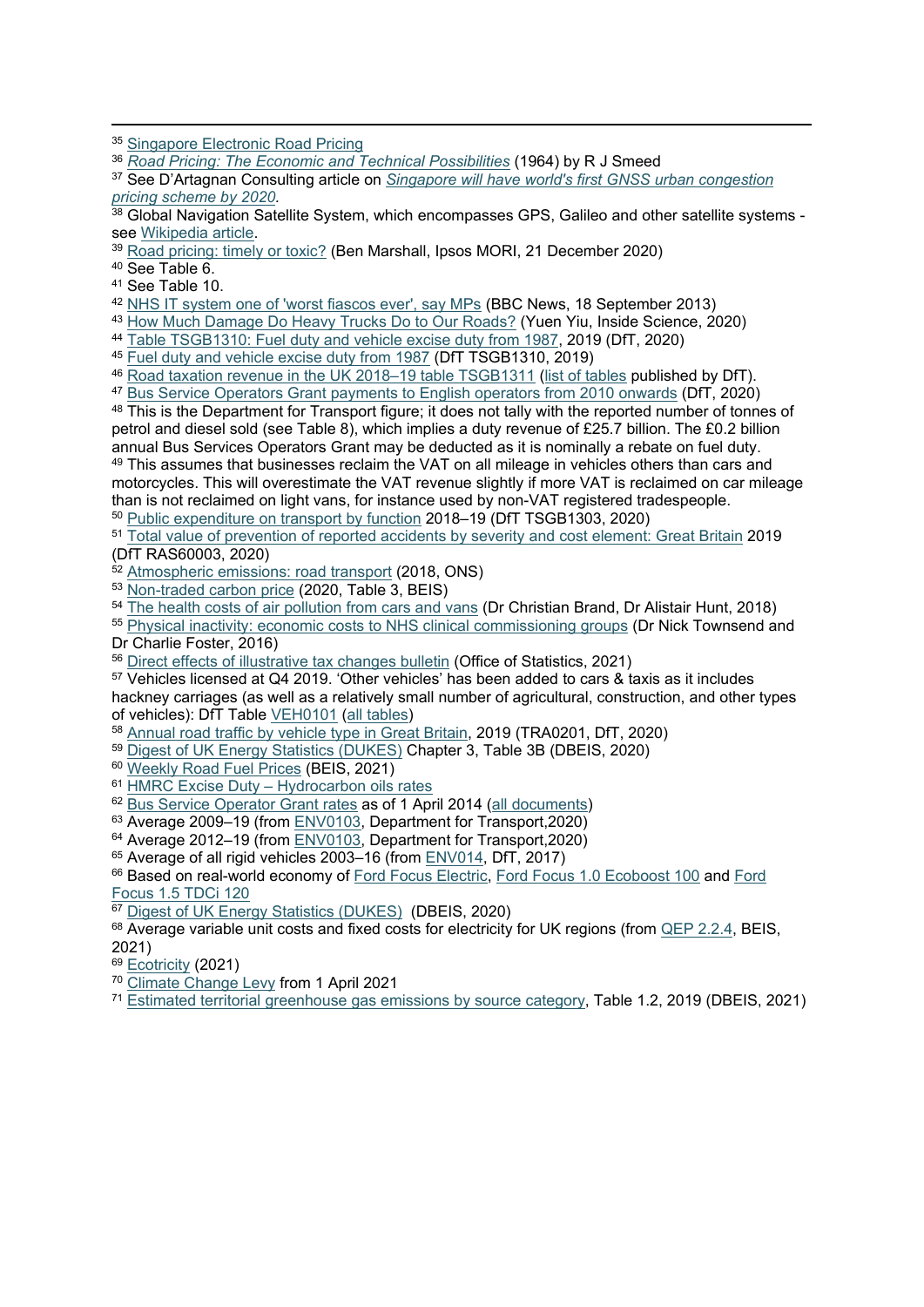[35] Singapore Electronic Road Pricing

[36] *Road Pricing: The Economic and Technical Possibilities* (1964) by R J Smeed

[37] See D'Artagnan Consulting article on *Singapore will have world's first GNSS urban congestion pricing scheme by 2020.*

[38] Global Navigation Satellite System, which encompasses GPS, Galileo and other satellite systems - see Wikipedia article.

[39] Road pricing: timely or toxic? (Ben Marshall, Ipsos MORI, 21 December 2020)

[40] See Table 6.

[41] See Table 10.

[42] NHS IT system one of 'worst fiascos ever', say MPs (BBC News, 18 September 2013)

[43] How Much Damage Do Heavy Trucks Do to Our Roads? (Yuen Yiu, Inside Science, 2020)

[44] Table TSGB1310: Fuel duty and vehicle excise duty from 1987, 2019 (DfT, 2020)

[45] Fuel duty and vehicle excise duty from 1987 (DfT TSGB1310, 2019)

[46] Road taxation revenue in the UK 2018–19 table TSGB1311 (list of tables published by DfT).

[47] Bus Service Operators Grant payments to English operators from 2010 onwards (DfT, 2020)

[48] This is the Department for Transport figure; it does not tally with the reported number of tonnes of petrol and diesel sold (see Table 8), which implies a duty revenue of £25.7 billion. The £0.2 billion annual Bus Services Operators Grant may be deducted as it is nominally a rebate on fuel duty.

[49] This assumes that businesses reclaim the VAT on all mileage in vehicles others than cars and motorcycles. This will overestimate the VAT revenue slightly if more VAT is reclaimed on car mileage than is not reclaimed on light vans, for instance used by non-VAT registered tradespeople.

[50] Public expenditure on transport by function 2018–19 (DfT TSGB1303, 2020)

[51] Total value of prevention of reported accidents by severity and cost element: Great Britain 2019 (DfT RAS60003, 2020)

[52] Atmospheric emissions: road transport (2018, ONS)

[53] Non-traded carbon price (2020, Table 3, BEIS)

[54] The health costs of air pollution from cars and vans (Dr Christian Brand, Dr Alistair Hunt, 2018)

[55] Physical inactivity: economic costs to NHS clinical commissioning groups (Dr Nick Townsend and Dr Charlie Foster, 2016)

[56] Direct effects of illustrative tax changes bulletin (Office of Statistics, 2021)

[57] Vehicles licensed at Q4 2019. 'Other vehicles' has been added to cars & taxis as it includes hackney carriages (as well as a relatively small number of agricultural, construction, and other types of vehicles): DfT Table VEH0101 (all tables)

[58] Annual road traffic by vehicle type in Great Britain, 2019 (TRA0201, DfT, 2020)

[59] Digest of UK Energy Statistics (DUKES) Chapter 3, Table 3B (DBEIS, 2020)

[60] Weekly Road Fuel Prices (BEIS, 2021)

[61] HMRC Excise Duty – Hydrocarbon oils rates

[62] Bus Service Operator Grant rates as of 1 April 2014 (all documents)

[63] Average 2009–19 (from ENV0103, Department for Transport,2020)

[64] Average 2012–19 (from ENV0103, Department for Transport,2020)

[65] Average of all rigid vehicles 2003–16 (from ENV014, DfT, 2017)

[66] Based on real-world economy of Ford Focus Electric, Ford Focus 1.0 Ecoboost 100 and Ford Focus 1.5 TDCi 120

[67] Digest of UK Energy Statistics (DUKES) (DBEIS, 2020)

[68] Average variable unit costs and fixed costs for electricity for UK regions (from QEP 2.2.4, BEIS, 2021)

[69] Ecotricity (2021)

[70] Climate Change Levy from 1 April 2021

[71] Estimated territorial greenhouse gas emissions by source category, Table 1.2, 2019 (DBEIS, 2021)